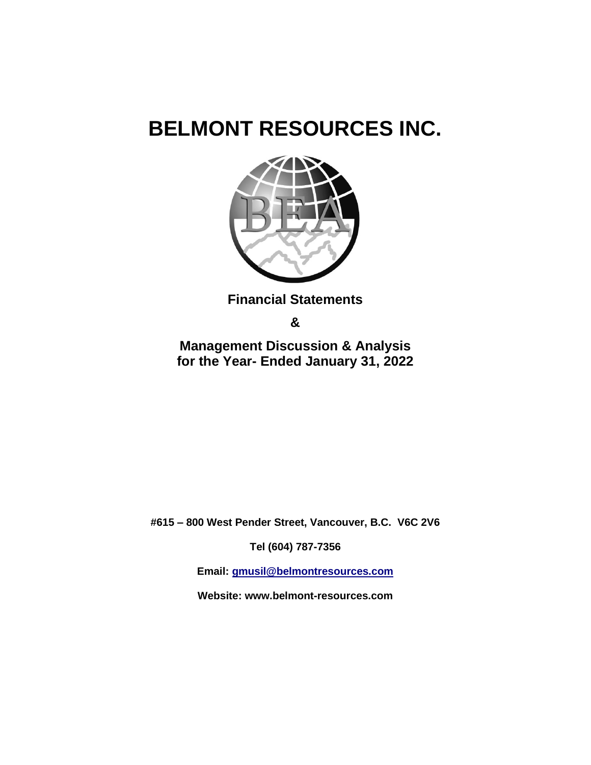# BELMONT RESOURCES INC.

**Financial Statements**

**&**

**Management Discussion & Analysis for the Year- Ended January 31, 2022**

**#615 – 800 West Pender Street, Vancouver, B.C. V6C 2V6**

**Tel (604) 787-7356**

**Email: gmusil@belmontresources.com**

**Website: www.belmont-resources.com**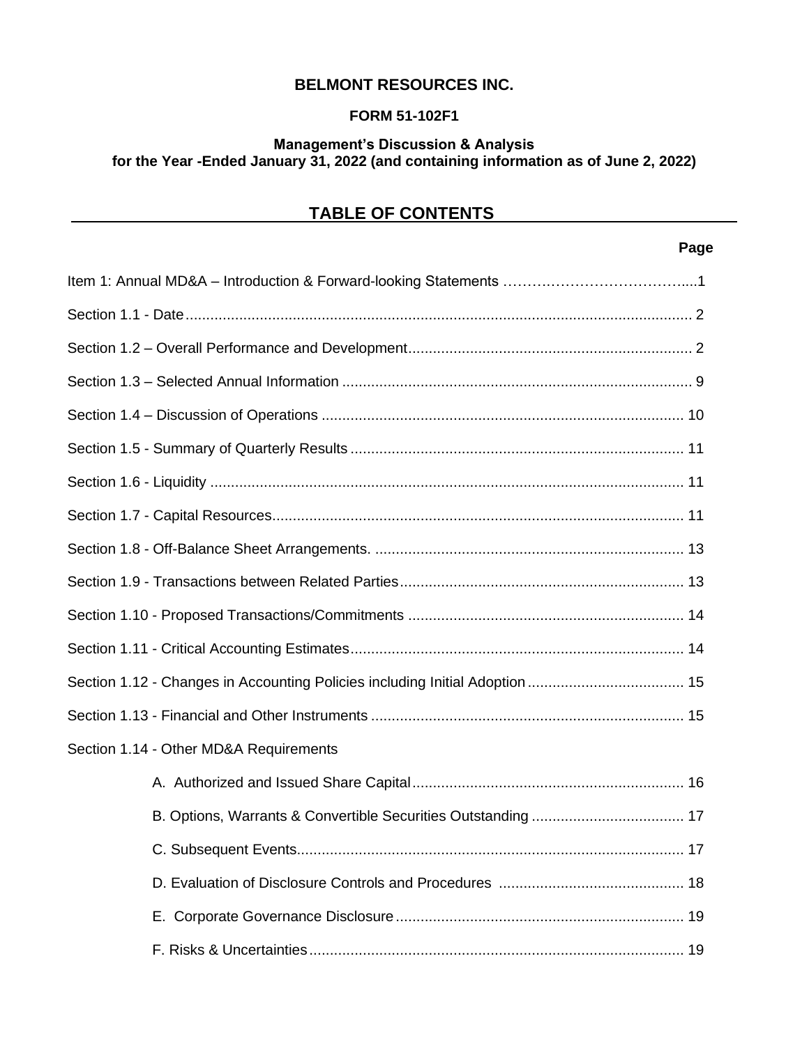**BELMONT RESOURCES INC.**

**FORM 51-102F1**

**Management's Discussion & Analysis**
**for the Year -Ended January 31, 2022 (and containing information as of June 2, 2022)**

## TABLE OF CONTENTS

| | Page |
|---|---|
| Item 1: Annual MD&A – Introduction & Forward-looking Statements | 1 |
| Section 1.1 - Date | 2 |
| Section 1.2 – Overall Performance and Development | 2 |
| Section 1.3 – Selected Annual Information | 9 |
| Section 1.4 – Discussion of Operations | 10 |
| Section 1.5 - Summary of Quarterly Results | 11 |
| Section 1.6 - Liquidity | 11 |
| Section 1.7 - Capital Resources | 11 |
| Section 1.8 - Off-Balance Sheet Arrangements. | 13 |
| Section 1.9 - Transactions between Related Parties | 13 |
| Section 1.10 - Proposed Transactions/Commitments | 14 |
| Section 1.11 - Critical Accounting Estimates | 14 |
| Section 1.12 - Changes in Accounting Policies including Initial Adoption | 15 |
| Section 1.13 - Financial and Other Instruments | 15 |
| Section 1.14 - Other MD&A Requirements | |
| A. Authorized and Issued Share Capital | 16 |
| B. Options, Warrants & Convertible Securities Outstanding | 17 |
| C. Subsequent Events | 17 |
| D. Evaluation of Disclosure Controls and Procedures | 18 |
| E. Corporate Governance Disclosure | 19 |
| F. Risks & Uncertainties | 19 |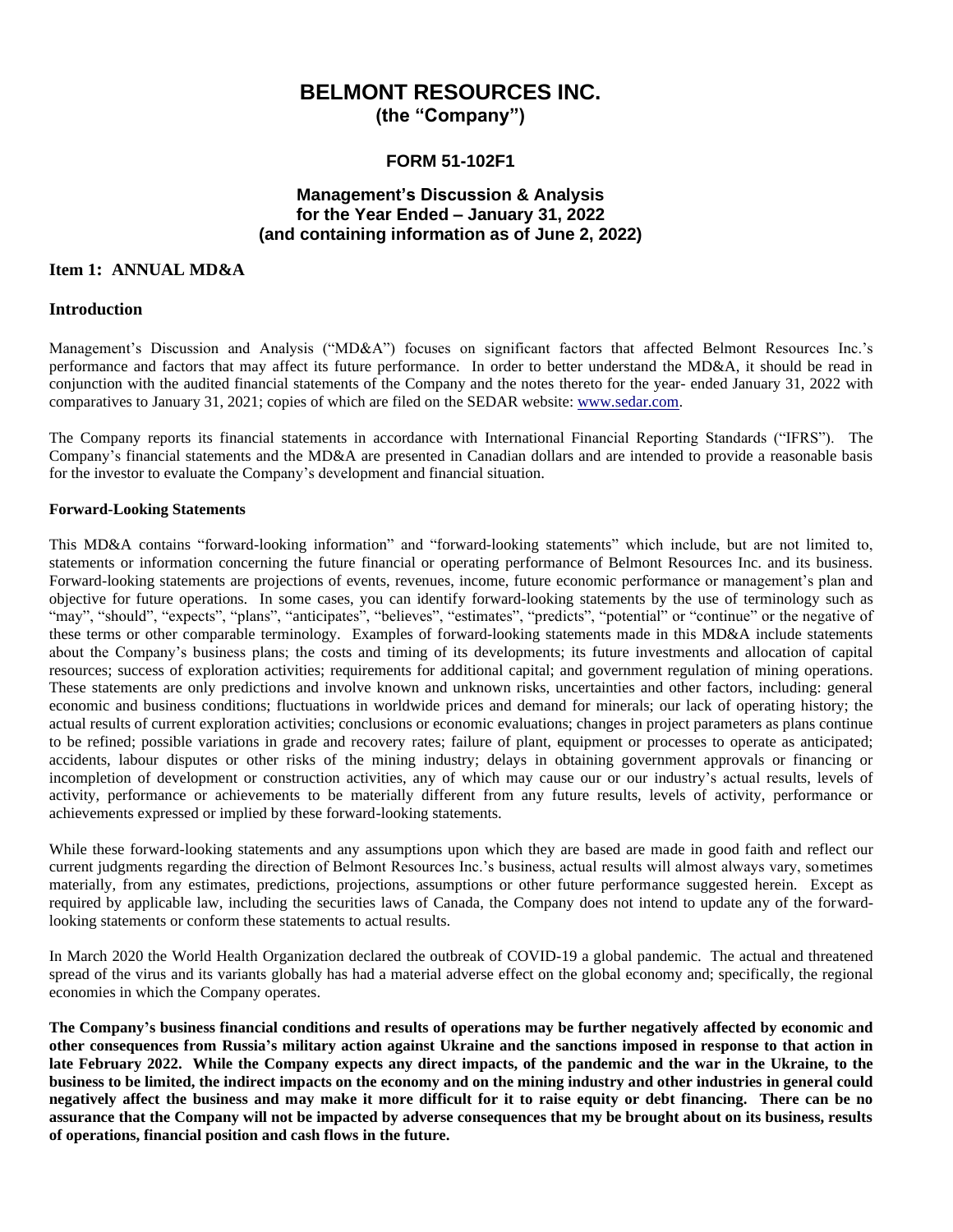# BELMONT RESOURCES INC.

**(the "Company")**

## FORM 51-102F1

## Management's Discussion & Analysis for the Year Ended – January 31, 2022 (and containing information as of June 2, 2022)

### Item 1: ANNUAL MD&A

### Introduction

Management's Discussion and Analysis ("MD&A") focuses on significant factors that affected Belmont Resources Inc.'s performance and factors that may affect its future performance. In order to better understand the MD&A, it should be read in conjunction with the audited financial statements of the Company and the notes thereto for the year- ended January 31, 2022 with comparatives to January 31, 2021; copies of which are filed on the SEDAR website: www.sedar.com.

The Company reports its financial statements in accordance with International Financial Reporting Standards ("IFRS"). The Company's financial statements and the MD&A are presented in Canadian dollars and are intended to provide a reasonable basis for the investor to evaluate the Company's development and financial situation.

**Forward-Looking Statements**

This MD&A contains "forward-looking information" and "forward-looking statements" which include, but are not limited to, statements or information concerning the future financial or operating performance of Belmont Resources Inc. and its business. Forward-looking statements are projections of events, revenues, income, future economic performance or management's plan and objective for future operations. In some cases, you can identify forward-looking statements by the use of terminology such as "may", "should", "expects", "plans", "anticipates", "believes", "estimates", "predicts", "potential" or "continue" or the negative of these terms or other comparable terminology. Examples of forward-looking statements made in this MD&A include statements about the Company's business plans; the costs and timing of its developments; its future investments and allocation of capital resources; success of exploration activities; requirements for additional capital; and government regulation of mining operations. These statements are only predictions and involve known and unknown risks, uncertainties and other factors, including: general economic and business conditions; fluctuations in worldwide prices and demand for minerals; our lack of operating history; the actual results of current exploration activities; conclusions or economic evaluations; changes in project parameters as plans continue to be refined; possible variations in grade and recovery rates; failure of plant, equipment or processes to operate as anticipated; accidents, labour disputes or other risks of the mining industry; delays in obtaining government approvals or financing or incompletion of development or construction activities, any of which may cause our or our industry's actual results, levels of activity, performance or achievements to be materially different from any future results, levels of activity, performance or achievements expressed or implied by these forward-looking statements.

While these forward-looking statements and any assumptions upon which they are based are made in good faith and reflect our current judgments regarding the direction of Belmont Resources Inc.'s business, actual results will almost always vary, sometimes materially, from any estimates, predictions, projections, assumptions or other future performance suggested herein. Except as required by applicable law, including the securities laws of Canada, the Company does not intend to update any of the forward-looking statements or conform these statements to actual results.

In March 2020 the World Health Organization declared the outbreak of COVID-19 a global pandemic. The actual and threatened spread of the virus and its variants globally has had a material adverse effect on the global economy and; specifically, the regional economies in which the Company operates.

**The Company's business financial conditions and results of operations may be further negatively affected by economic and other consequences from Russia's military action against Ukraine and the sanctions imposed in response to that action in late February 2022. While the Company expects any direct impacts, of the pandemic and the war in the Ukraine, to the business to be limited, the indirect impacts on the economy and on the mining industry and other industries in general could negatively affect the business and may make it more difficult for it to raise equity or debt financing. There can be no assurance that the Company will not be impacted by adverse consequences that my be brought about on its business, results of operations, financial position and cash flows in the future.**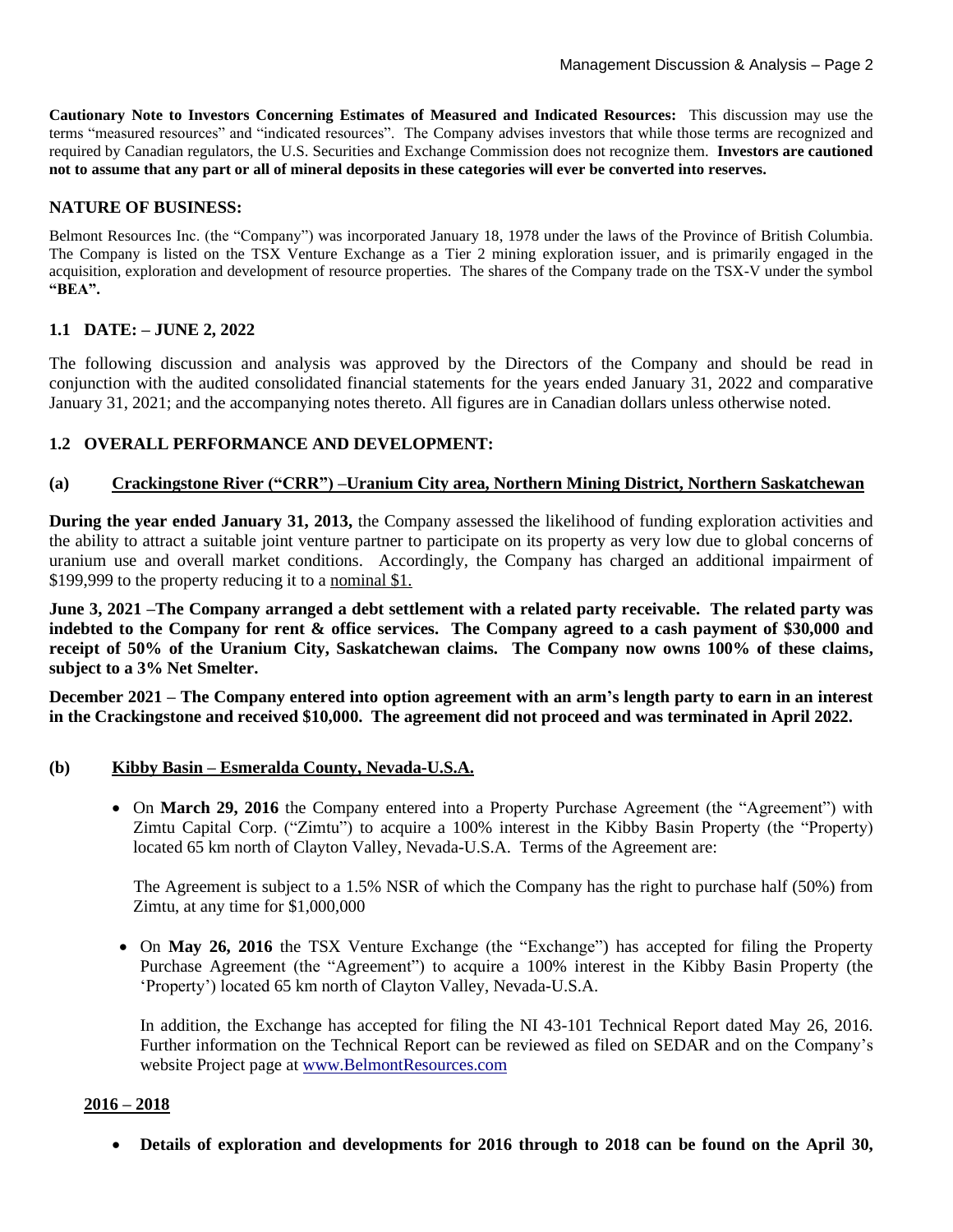**Cautionary Note to Investors Concerning Estimates of Measured and Indicated Resources:** This discussion may use the terms "measured resources" and "indicated resources". The Company advises investors that while those terms are recognized and required by Canadian regulators, the U.S. Securities and Exchange Commission does not recognize them. **Investors are cautioned not to assume that any part or all of mineral deposits in these categories will ever be converted into reserves.**

## NATURE OF BUSINESS:

Belmont Resources Inc. (the "Company") was incorporated January 18, 1978 under the laws of the Province of British Columbia. The Company is listed on the TSX Venture Exchange as a Tier 2 mining exploration issuer, and is primarily engaged in the acquisition, exploration and development of resource properties. The shares of the Company trade on the TSX-V under the symbol **"BEA".**

## 1.1 DATE: – JUNE 2, 2022

The following discussion and analysis was approved by the Directors of the Company and should be read in conjunction with the audited consolidated financial statements for the years ended January 31, 2022 and comparative January 31, 2021; and the accompanying notes thereto. All figures are in Canadian dollars unless otherwise noted.

## 1.2 OVERALL PERFORMANCE AND DEVELOPMENT:

### (a) Crackingstone River ("CRR") –Uranium City area, Northern Mining District, Northern Saskatchewan

**During the year ended January 31, 2013,** the Company assessed the likelihood of funding exploration activities and the ability to attract a suitable joint venture partner to participate on its property as very low due to global concerns of uranium use and overall market conditions. Accordingly, the Company has charged an additional impairment of $199,999 to the property reducing it to a nominal $1.

**June 3, 2021 –The Company arranged a debt settlement with a related party receivable. The related party was indebted to the Company for rent & office services. The Company agreed to a cash payment of $30,000 and receipt of 50% of the Uranium City, Saskatchewan claims. The Company now owns 100% of these claims, subject to a 3% Net Smelter.**

**December 2021 – The Company entered into option agreement with an arm's length party to earn in an interest in the Crackingstone and received $10,000. The agreement did not proceed and was terminated in April 2022.**

### (b) Kibby Basin – Esmeralda County, Nevada-U.S.A.

- On **March 29, 2016** the Company entered into a Property Purchase Agreement (the "Agreement") with Zimtu Capital Corp. ("Zimtu") to acquire a 100% interest in the Kibby Basin Property (the "Property) located 65 km north of Clayton Valley, Nevada-U.S.A. Terms of the Agreement are:

  The Agreement is subject to a 1.5% NSR of which the Company has the right to purchase half (50%) from Zimtu, at any time for $1,000,000

- On **May 26, 2016** the TSX Venture Exchange (the "Exchange") has accepted for filing the Property Purchase Agreement (the "Agreement") to acquire a 100% interest in the Kibby Basin Property (the 'Property') located 65 km north of Clayton Valley, Nevada-U.S.A.

  In addition, the Exchange has accepted for filing the NI 43-101 Technical Report dated May 26, 2016. Further information on the Technical Report can be reviewed as filed on SEDAR and on the Company's website Project page at www.BelmontResources.com

#### 2016 – 2018

- **Details of exploration and developments for 2016 through to 2018 can be found on the April 30,**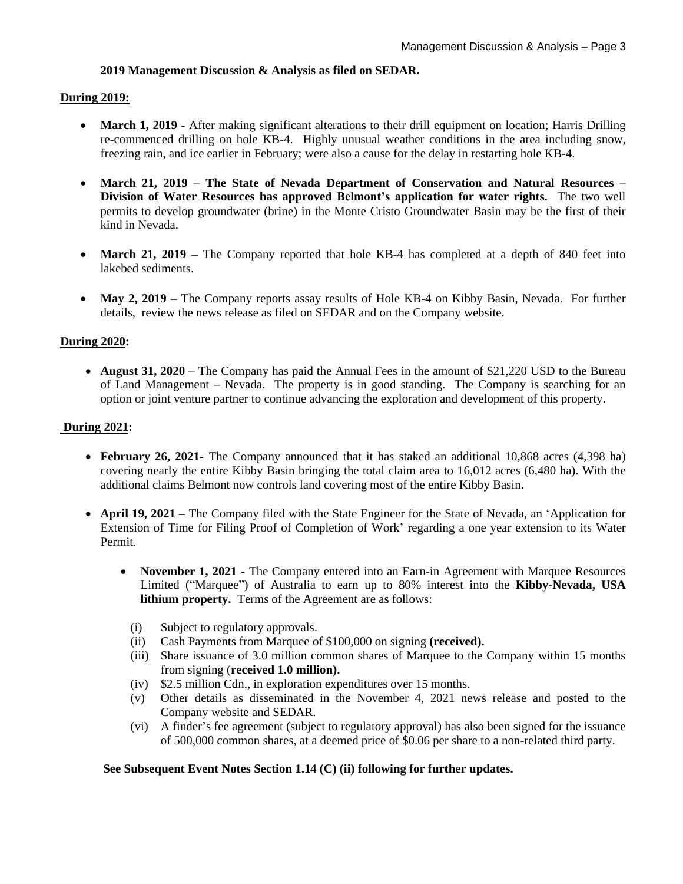**2019 Management Discussion & Analysis as filed on SEDAR.**

**During 2019:**

- **March 1, 2019 -** After making significant alterations to their drill equipment on location; Harris Drilling re-commenced drilling on hole KB-4. Highly unusual weather conditions in the area including snow, freezing rain, and ice earlier in February; were also a cause for the delay in restarting hole KB-4.

- **March 21, 2019 – The State of Nevada Department of Conservation and Natural Resources – Division of Water Resources has approved Belmont's application for water rights.** The two well permits to develop groundwater (brine) in the Monte Cristo Groundwater Basin may be the first of their kind in Nevada.

- **March 21, 2019 –** The Company reported that hole KB-4 has completed at a depth of 840 feet into lakebed sediments.

- **May 2, 2019 –** The Company reports assay results of Hole KB-4 on Kibby Basin, Nevada. For further details, review the news release as filed on SEDAR and on the Company website.

**During 2020:**

- **August 31, 2020 –** The Company has paid the Annual Fees in the amount of $21,220 USD to the Bureau of Land Management – Nevada. The property is in good standing. The Company is searching for an option or joint venture partner to continue advancing the exploration and development of this property.

**During 2021:**

- **February 26, 2021-** The Company announced that it has staked an additional 10,868 acres (4,398 ha) covering nearly the entire Kibby Basin bringing the total claim area to 16,012 acres (6,480 ha). With the additional claims Belmont now controls land covering most of the entire Kibby Basin.

- **April 19, 2021 –** The Company filed with the State Engineer for the State of Nevada, an 'Application for Extension of Time for Filing Proof of Completion of Work' regarding a one year extension to its Water Permit.

  - **November 1, 2021 -** The Company entered into an Earn-in Agreement with Marquee Resources Limited ("Marquee") of Australia to earn up to 80% interest into the **Kibby-Nevada, USA lithium property.** Terms of the Agreement are as follows:

    (i) Subject to regulatory approvals.
    (ii) Cash Payments from Marquee of $100,000 on signing **(received).**
    (iii) Share issuance of 3.0 million common shares of Marquee to the Company within 15 months from signing (**received 1.0 million).**
    (iv) $2.5 million Cdn., in exploration expenditures over 15 months.
    (v) Other details as disseminated in the November 4, 2021 news release and posted to the Company website and SEDAR.
    (vi) A finder's fee agreement (subject to regulatory approval) has also been signed for the issuance of 500,000 common shares, at a deemed price of $0.06 per share to a non-related third party.

**See Subsequent Event Notes Section 1.14 (C) (ii) following for further updates.**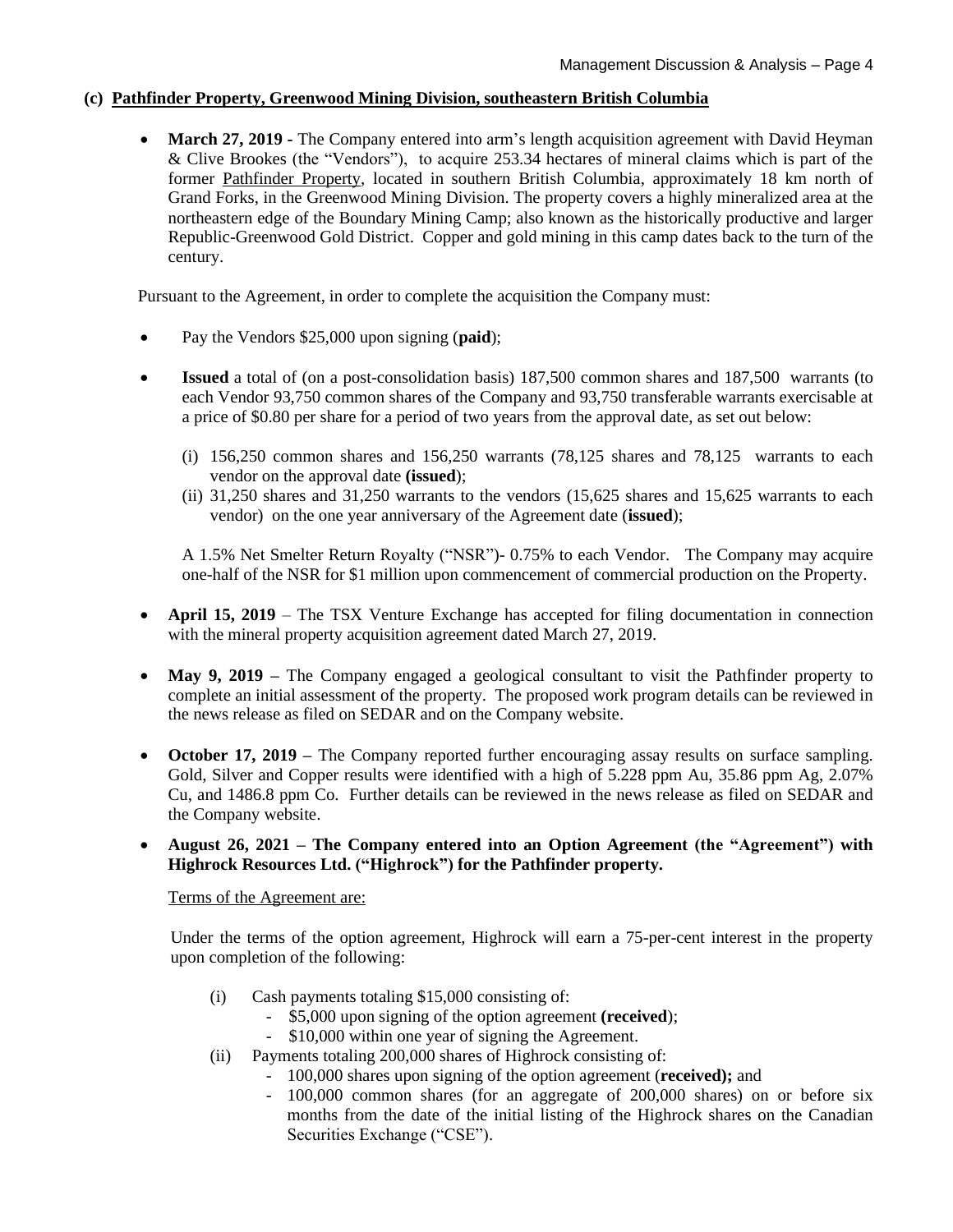### (c) Pathfinder Property, Greenwood Mining Division, southeastern British Columbia

- **March 27, 2019 -** The Company entered into arm's length acquisition agreement with David Heyman & Clive Brookes (the "Vendors"), to acquire 253.34 hectares of mineral claims which is part of the former Pathfinder Property, located in southern British Columbia, approximately 18 km north of Grand Forks, in the Greenwood Mining Division. The property covers a highly mineralized area at the northeastern edge of the Boundary Mining Camp; also known as the historically productive and larger Republic-Greenwood Gold District. Copper and gold mining in this camp dates back to the turn of the century.

Pursuant to the Agreement, in order to complete the acquisition the Company must:

- Pay the Vendors $25,000 upon signing (**paid**);
- **Issued** a total of (on a post-consolidation basis) 187,500 common shares and 187,500 warrants (to each Vendor 93,750 common shares of the Company and 93,750 transferable warrants exercisable at a price of $0.80 per share for a period of two years from the approval date, as set out below:
  - (i) 156,250 common shares and 156,250 warrants (78,125 shares and 78,125 warrants to each vendor on the approval date **(issued**);
  - (ii) 31,250 shares and 31,250 warrants to the vendors (15,625 shares and 15,625 warrants to each vendor) on the one year anniversary of the Agreement date (**issued**);

  A 1.5% Net Smelter Return Royalty ("NSR")- 0.75% to each Vendor. The Company may acquire one-half of the NSR for $1 million upon commencement of commercial production on the Property.

- **April 15, 2019** – The TSX Venture Exchange has accepted for filing documentation in connection with the mineral property acquisition agreement dated March 27, 2019.
- **May 9, 2019 –** The Company engaged a geological consultant to visit the Pathfinder property to complete an initial assessment of the property. The proposed work program details can be reviewed in the news release as filed on SEDAR and on the Company website.
- **October 17, 2019 –** The Company reported further encouraging assay results on surface sampling. Gold, Silver and Copper results were identified with a high of 5.228 ppm Au, 35.86 ppm Ag, 2.07% Cu, and 1486.8 ppm Co. Further details can be reviewed in the news release as filed on SEDAR and the Company website.
- **August 26, 2021 – The Company entered into an Option Agreement (the "Agreement") with Highrock Resources Ltd. ("Highrock") for the Pathfinder property.**

  Terms of the Agreement are:

  Under the terms of the option agreement, Highrock will earn a 75-per-cent interest in the property upon completion of the following:

  - (i) Cash payments totaling $15,000 consisting of:
    - $5,000 upon signing of the option agreement **(received**);
    - $10,000 within one year of signing the Agreement.
  - (ii) Payments totaling 200,000 shares of Highrock consisting of:
    - 100,000 shares upon signing of the option agreement (**received);** and
    - 100,000 common shares (for an aggregate of 200,000 shares) on or before six months from the date of the initial listing of the Highrock shares on the Canadian Securities Exchange ("CSE").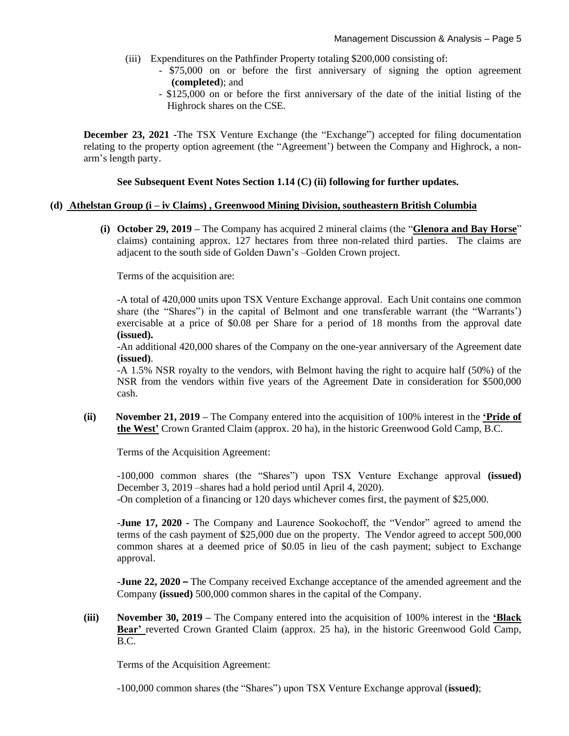(iii) Expenditures on the Pathfinder Property totaling $200,000 consisting of:
- $75,000 on or before the first anniversary of signing the option agreement **(completed)**; and
- $125,000 on or before the first anniversary of the date of the initial listing of the Highrock shares on the CSE.

**December 23, 2021 -**The TSX Venture Exchange (the "Exchange") accepted for filing documentation relating to the property option agreement (the "Agreement') between the Company and Highrock, a non-arm's length party.

**See Subsequent Event Notes Section 1.14 (C) (ii) following for further updates.**

**(d) Athelstan Group (i – iv Claims) , Greenwood Mining Division, southeastern British Columbia**

**(i) October 29, 2019 –** The Company has acquired 2 mineral claims (the "**Glenora and Bay Horse**" claims) containing approx. 127 hectares from three non-related third parties. The claims are adjacent to the south side of Golden Dawn's –Golden Crown project.

Terms of the acquisition are:

-A total of 420,000 units upon TSX Venture Exchange approval. Each Unit contains one common share (the "Shares") in the capital of Belmont and one transferable warrant (the "Warrants') exercisable at a price of $0.08 per Share for a period of 18 months from the approval date **(issued).**

-An additional 420,000 shares of the Company on the one-year anniversary of the Agreement date **(issued)**.

-A 1.5% NSR royalty to the vendors, with Belmont having the right to acquire half (50%) of the NSR from the vendors within five years of the Agreement Date in consideration for $500,000 cash.

**(ii) November 21, 2019 –** The Company entered into the acquisition of 100% interest in the **'Pride of the West'** Crown Granted Claim (approx. 20 ha), in the historic Greenwood Gold Camp, B.C.

Terms of the Acquisition Agreement:

-100,000 common shares (the "Shares") upon TSX Venture Exchange approval **(issued)** December 3, 2019 –shares had a hold period until April 4, 2020).

-On completion of a financing or 120 days whichever comes first, the payment of $25,000.

**-June 17, 2020 -** The Company and Laurence Sookochoff, the "Vendor" agreed to amend the terms of the cash payment of $25,000 due on the property. The Vendor agreed to accept 500,000 common shares at a deemed price of $0.05 in lieu of the cash payment; subject to Exchange approval.

**-June 22, 2020 –** The Company received Exchange acceptance of the amended agreement and the Company **(issued)** 500,000 common shares in the capital of the Company.

**(iii) November 30, 2019 –** The Company entered into the acquisition of 100% interest in the **'Black Bear'** reverted Crown Granted Claim (approx. 25 ha), in the historic Greenwood Gold Camp, B.C.

Terms of the Acquisition Agreement:

-100,000 common shares (the "Shares") upon TSX Venture Exchange approval (**issued)**;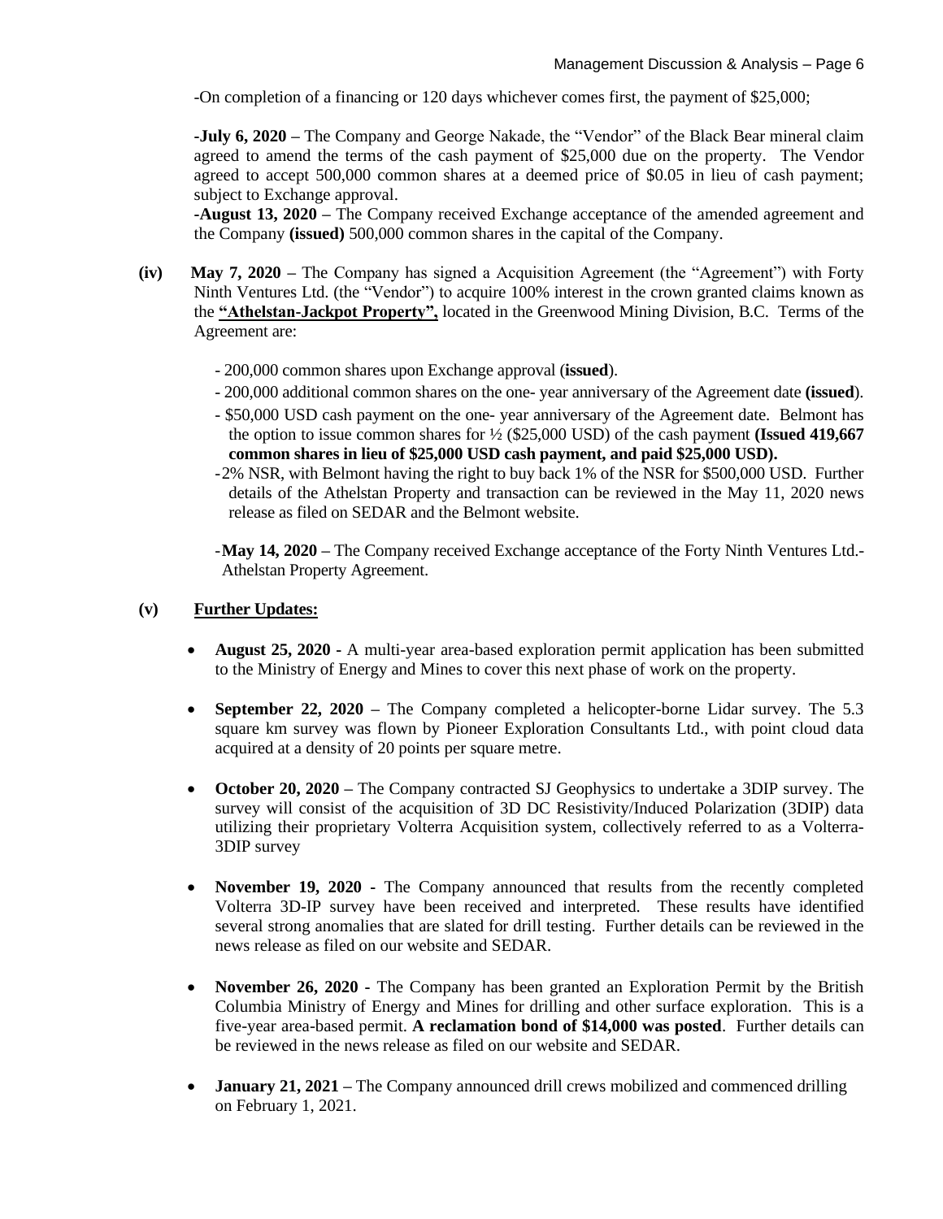-On completion of a financing or 120 days whichever comes first, the payment of $25,000;

**-July 6, 2020 –** The Company and George Nakade, the "Vendor" of the Black Bear mineral claim agreed to amend the terms of the cash payment of $25,000 due on the property. The Vendor agreed to accept 500,000 common shares at a deemed price of $0.05 in lieu of cash payment; subject to Exchange approval.

**-August 13, 2020 –** The Company received Exchange acceptance of the amended agreement and the Company **(issued)** 500,000 common shares in the capital of the Company.

**(iv)** **May 7, 2020 –** The Company has signed a Acquisition Agreement (the "Agreement") with Forty Ninth Ventures Ltd. (the "Vendor") to acquire 100% interest in the crown granted claims known as the **"Athelstan-Jackpot Property",** located in the Greenwood Mining Division, B.C. Terms of the Agreement are:

- 200,000 common shares upon Exchange approval (**issued**).
- 200,000 additional common shares on the one- year anniversary of the Agreement date **(issued**).
- $50,000 USD cash payment on the one- year anniversary of the Agreement date. Belmont has the option to issue common shares for ½ ($25,000 USD) of the cash payment **(Issued 419,667 common shares in lieu of $25,000 USD cash payment, and paid $25,000 USD).**
- 2% NSR, with Belmont having the right to buy back 1% of the NSR for $500,000 USD. Further details of the Athelstan Property and transaction can be reviewed in the May 11, 2020 news release as filed on SEDAR and the Belmont website.

-**May 14, 2020 –** The Company received Exchange acceptance of the Forty Ninth Ventures Ltd.- Athelstan Property Agreement.

**(v)** **Further Updates:**

- **August 25, 2020 -** A multi-year area-based exploration permit application has been submitted to the Ministry of Energy and Mines to cover this next phase of work on the property.
- **September 22, 2020 –** The Company completed a helicopter-borne Lidar survey. The 5.3 square km survey was flown by Pioneer Exploration Consultants Ltd., with point cloud data acquired at a density of 20 points per square metre.
- **October 20, 2020 –** The Company contracted SJ Geophysics to undertake a 3DIP survey. The survey will consist of the acquisition of 3D DC Resistivity/Induced Polarization (3DIP) data utilizing their proprietary Volterra Acquisition system, collectively referred to as a Volterra-3DIP survey
- **November 19, 2020 -** The Company announced that results from the recently completed Volterra 3D-IP survey have been received and interpreted. These results have identified several strong anomalies that are slated for drill testing. Further details can be reviewed in the news release as filed on our website and SEDAR.
- **November 26, 2020 -** The Company has been granted an Exploration Permit by the British Columbia Ministry of Energy and Mines for drilling and other surface exploration. This is a five-year area-based permit. **A reclamation bond of $14,000 was posted**. Further details can be reviewed in the news release as filed on our website and SEDAR.
- **January 21, 2021 –** The Company announced drill crews mobilized and commenced drilling on February 1, 2021.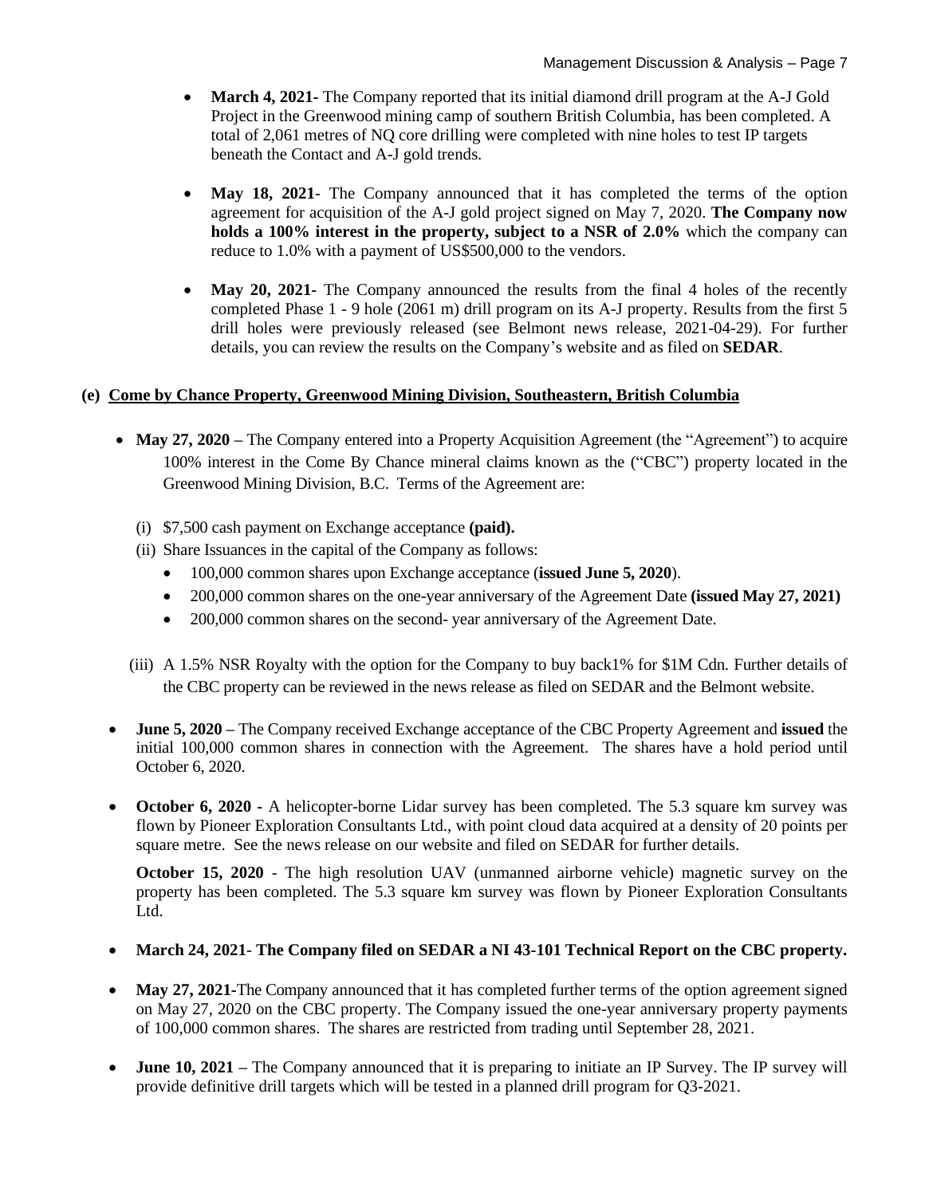- **March 4, 2021-** The Company reported that its initial diamond drill program at the A-J Gold Project in the Greenwood mining camp of southern British Columbia, has been completed. A total of 2,061 metres of NQ core drilling were completed with nine holes to test IP targets beneath the Contact and A-J gold trends.

- **May 18, 2021**- The Company announced that it has completed the terms of the option agreement for acquisition of the A-J gold project signed on May 7, 2020. **The Company now holds a 100% interest in the property, subject to a NSR of 2.0%** which the company can reduce to 1.0% with a payment of US$500,000 to the vendors.

- **May 20, 2021-** The Company announced the results from the final 4 holes of the recently completed Phase 1 - 9 hole (2061 m) drill program on its A-J property. Results from the first 5 drill holes were previously released (see Belmont news release, 2021-04-29). For further details, you can review the results on the Company's website and as filed on **SEDAR**.

## (e) Come by Chance Property, Greenwood Mining Division, Southeastern, British Columbia

- **May 27, 2020 –** The Company entered into a Property Acquisition Agreement (the "Agreement") to acquire 100% interest in the Come By Chance mineral claims known as the ("CBC") property located in the Greenwood Mining Division, B.C. Terms of the Agreement are:

  (i) $7,500 cash payment on Exchange acceptance **(paid).**

  (ii) Share Issuances in the capital of the Company as follows:

  - 100,000 common shares upon Exchange acceptance (**issued June 5, 2020**).
  - 200,000 common shares on the one-year anniversary of the Agreement Date **(issued May 27, 2021)**
  - 200,000 common shares on the second- year anniversary of the Agreement Date.

  (iii) A 1.5% NSR Royalty with the option for the Company to buy back1% for $1M Cdn. Further details of the CBC property can be reviewed in the news release as filed on SEDAR and the Belmont website.

- **June 5, 2020 –** The Company received Exchange acceptance of the CBC Property Agreement and **issued** the initial 100,000 common shares in connection with the Agreement. The shares have a hold period until October 6, 2020.

- **October 6, 2020 -** A helicopter-borne Lidar survey has been completed. The 5.3 square km survey was flown by Pioneer Exploration Consultants Ltd., with point cloud data acquired at a density of 20 points per square metre. See the news release on our website and filed on SEDAR for further details.

  **October 15, 2020** - The high resolution UAV (unmanned airborne vehicle) magnetic survey on the property has been completed. The 5.3 square km survey was flown by Pioneer Exploration Consultants Ltd.

- **March 24, 2021**- **The Company filed on SEDAR a NI 43-101 Technical Report on the CBC property.**

- **May 27, 2021-**The Company announced that it has completed further terms of the option agreement signed on May 27, 2020 on the CBC property. The Company issued the one-year anniversary property payments of 100,000 common shares. The shares are restricted from trading until September 28, 2021.

- **June 10, 2021 –** The Company announced that it is preparing to initiate an IP Survey. The IP survey will provide definitive drill targets which will be tested in a planned drill program for Q3-2021.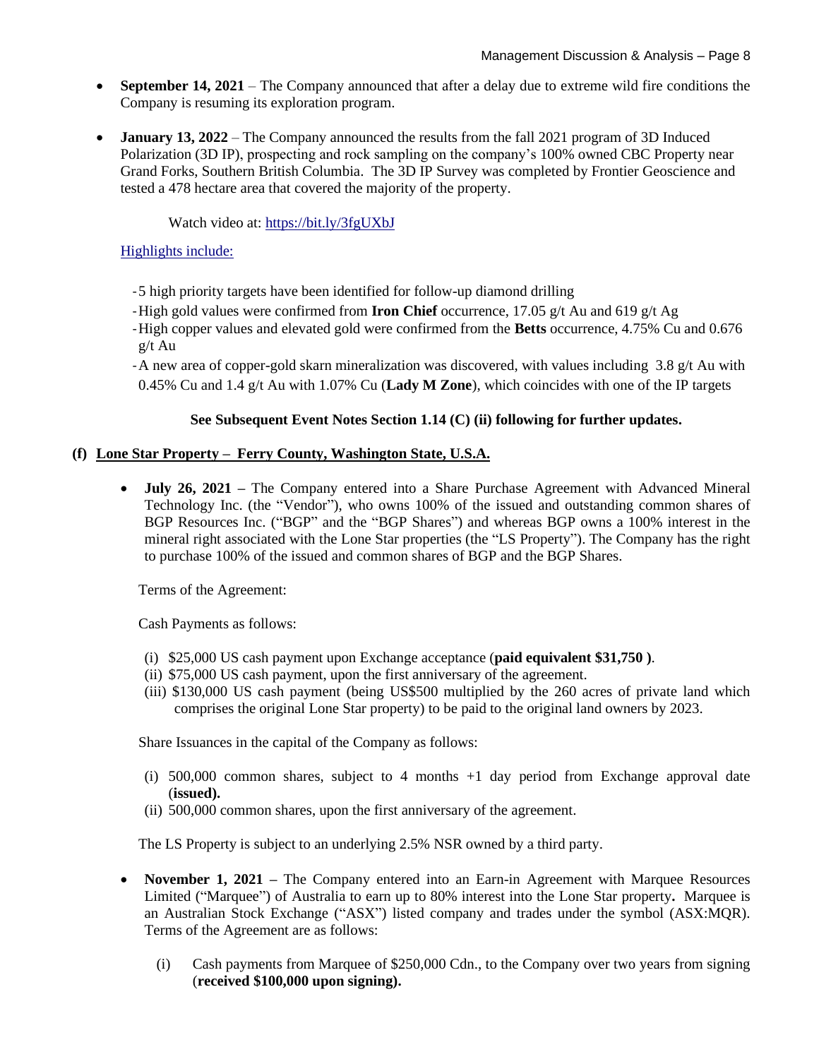- **September 14, 2021** – The Company announced that after a delay due to extreme wild fire conditions the Company is resuming its exploration program.

- **January 13, 2022** – The Company announced the results from the fall 2021 program of 3D Induced Polarization (3D IP), prospecting and rock sampling on the company's 100% owned CBC Property near Grand Forks, Southern British Columbia. The 3D IP Survey was completed by Frontier Geoscience and tested a 478 hectare area that covered the majority of the property.

  Watch video at: https://bit.ly/3fgUXbJ

  Highlights include:

  - 5 high priority targets have been identified for follow-up diamond drilling
  - High gold values were confirmed from **Iron Chief** occurrence, 17.05 g/t Au and 619 g/t Ag
  - High copper values and elevated gold were confirmed from the **Betts** occurrence, 4.75% Cu and 0.676 g/t Au
  - A new area of copper-gold skarn mineralization was discovered, with values including 3.8 g/t Au with 0.45% Cu and 1.4 g/t Au with 1.07% Cu (**Lady M Zone**), which coincides with one of the IP targets

**See Subsequent Event Notes Section 1.14 (C) (ii) following for further updates.**

### (f) Lone Star Property – Ferry County, Washington State, U.S.A.

- **July 26, 2021 –** The Company entered into a Share Purchase Agreement with Advanced Mineral Technology Inc. (the "Vendor"), who owns 100% of the issued and outstanding common shares of BGP Resources Inc. ("BGP" and the "BGP Shares") and whereas BGP owns a 100% interest in the mineral right associated with the Lone Star properties (the "LS Property"). The Company has the right to purchase 100% of the issued and common shares of BGP and the BGP Shares.

  Terms of the Agreement:

  Cash Payments as follows:

  (i) \$25,000 US cash payment upon Exchange acceptance (**paid equivalent \$31,750 )**.
  (ii) \$75,000 US cash payment, upon the first anniversary of the agreement.
  (iii) \$130,000 US cash payment (being US\$500 multiplied by the 260 acres of private land which comprises the original Lone Star property) to be paid to the original land owners by 2023.

  Share Issuances in the capital of the Company as follows:

  (i) 500,000 common shares, subject to 4 months +1 day period from Exchange approval date (**issued).**
  (ii) 500,000 common shares, upon the first anniversary of the agreement.

  The LS Property is subject to an underlying 2.5% NSR owned by a third party.

- **November 1, 2021 –** The Company entered into an Earn-in Agreement with Marquee Resources Limited ("Marquee") of Australia to earn up to 80% interest into the Lone Star property**.** Marquee is an Australian Stock Exchange ("ASX") listed company and trades under the symbol (ASX:MQR). Terms of the Agreement are as follows:

  (i) Cash payments from Marquee of \$250,000 Cdn., to the Company over two years from signing (**received \$100,000 upon signing).**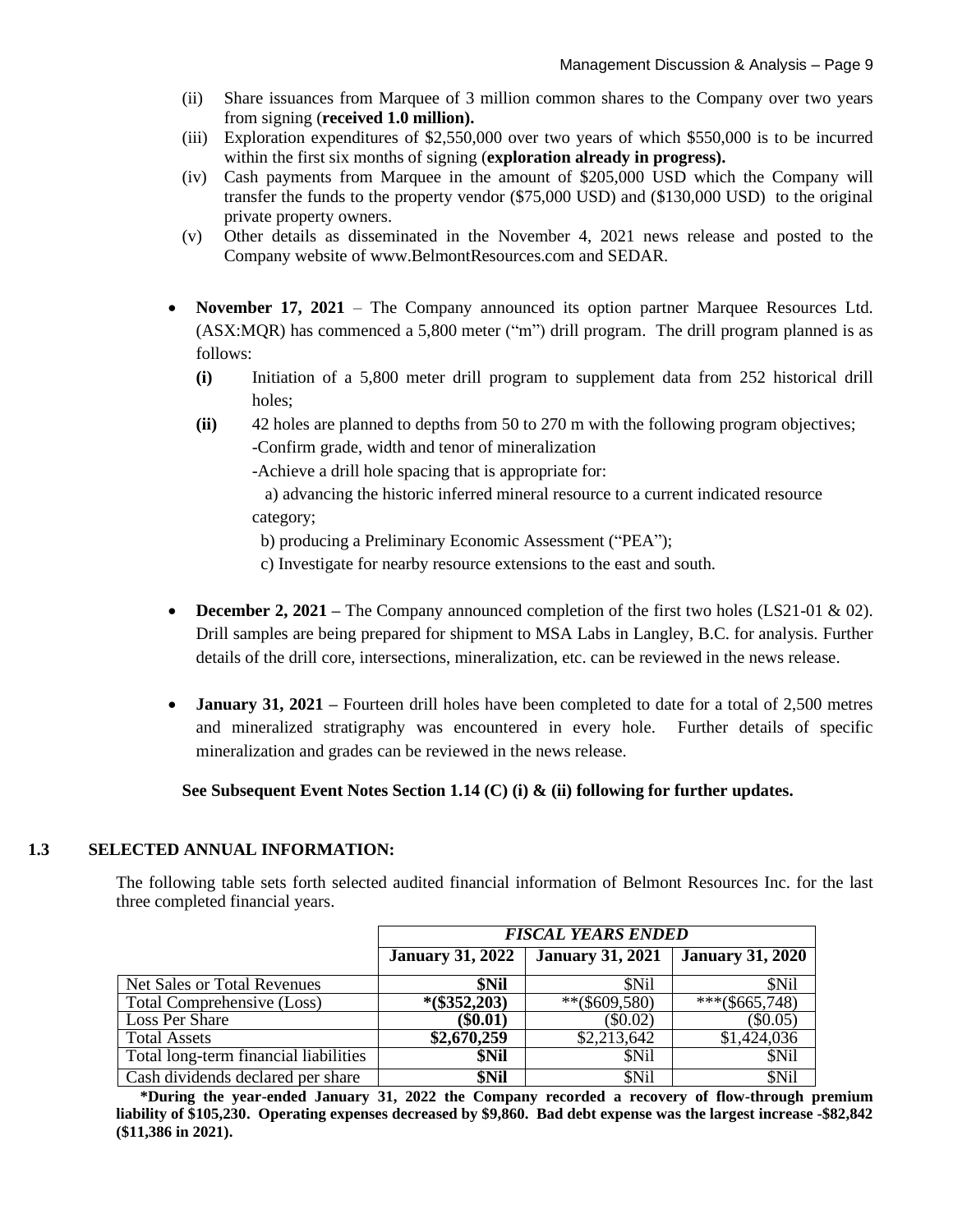(ii) Share issuances from Marquee of 3 million common shares to the Company over two years from signing (**received 1.0 million).**

(iii) Exploration expenditures of $2,550,000 over two years of which $550,000 is to be incurred within the first six months of signing (**exploration already in progress).**

(iv) Cash payments from Marquee in the amount of $205,000 USD which the Company will transfer the funds to the property vendor ($75,000 USD) and ($130,000 USD) to the original private property owners.

(v) Other details as disseminated in the November 4, 2021 news release and posted to the Company website of www.BelmontResources.com and SEDAR.

- **November 17, 2021** – The Company announced its option partner Marquee Resources Ltd. (ASX:MQR) has commenced a 5,800 meter ("m") drill program. The drill program planned is as follows:
  - **(i)** Initiation of a 5,800 meter drill program to supplement data from 252 historical drill holes;
  - **(ii)** 42 holes are planned to depths from 50 to 270 m with the following program objectives;
    - -Confirm grade, width and tenor of mineralization
    - -Achieve a drill hole spacing that is appropriate for:
      - a) advancing the historic inferred mineral resource to a current indicated resource category;
      - b) producing a Preliminary Economic Assessment ("PEA");
      - c) Investigate for nearby resource extensions to the east and south.

- **December 2, 2021 –** The Company announced completion of the first two holes (LS21-01 & 02). Drill samples are being prepared for shipment to MSA Labs in Langley, B.C. for analysis. Further details of the drill core, intersections, mineralization, etc. can be reviewed in the news release.

- **January 31, 2021 –** Fourteen drill holes have been completed to date for a total of 2,500 metres and mineralized stratigraphy was encountered in every hole. Further details of specific mineralization and grades can be reviewed in the news release.

**See Subsequent Event Notes Section 1.14 (C) (i) & (ii) following for further updates.**

## 1.3 SELECTED ANNUAL INFORMATION:

The following table sets forth selected audited financial information of Belmont Resources Inc. for the last three completed financial years.

| | ***FISCAL YEARS ENDED*** | | |
|---|---|---|---|
| | **January 31, 2022** | **January 31, 2021** | **January 31, 2020** |
| Net Sales or Total Revenues | **$Nil** | $Nil | $Nil |
| Total Comprehensive (Loss) | **\*($352,203)** | **($609,580) | ***($665,748) |
| Loss Per Share | **($0.01)** | ($0.02) | ($0.05) |
| Total Assets | **$2,670,259** | $2,213,642 | $1,424,036 |
| Total long-term financial liabilities | **$Nil** | $Nil | $Nil |
| Cash dividends declared per share | **$Nil** | $Nil | $Nil |

**\*During the year-ended January 31, 2022 the Company recorded a recovery of flow-through premium liability of $105,230. Operating expenses decreased by $9,860. Bad debt expense was the largest increase -$82,842 ($11,386 in 2021).**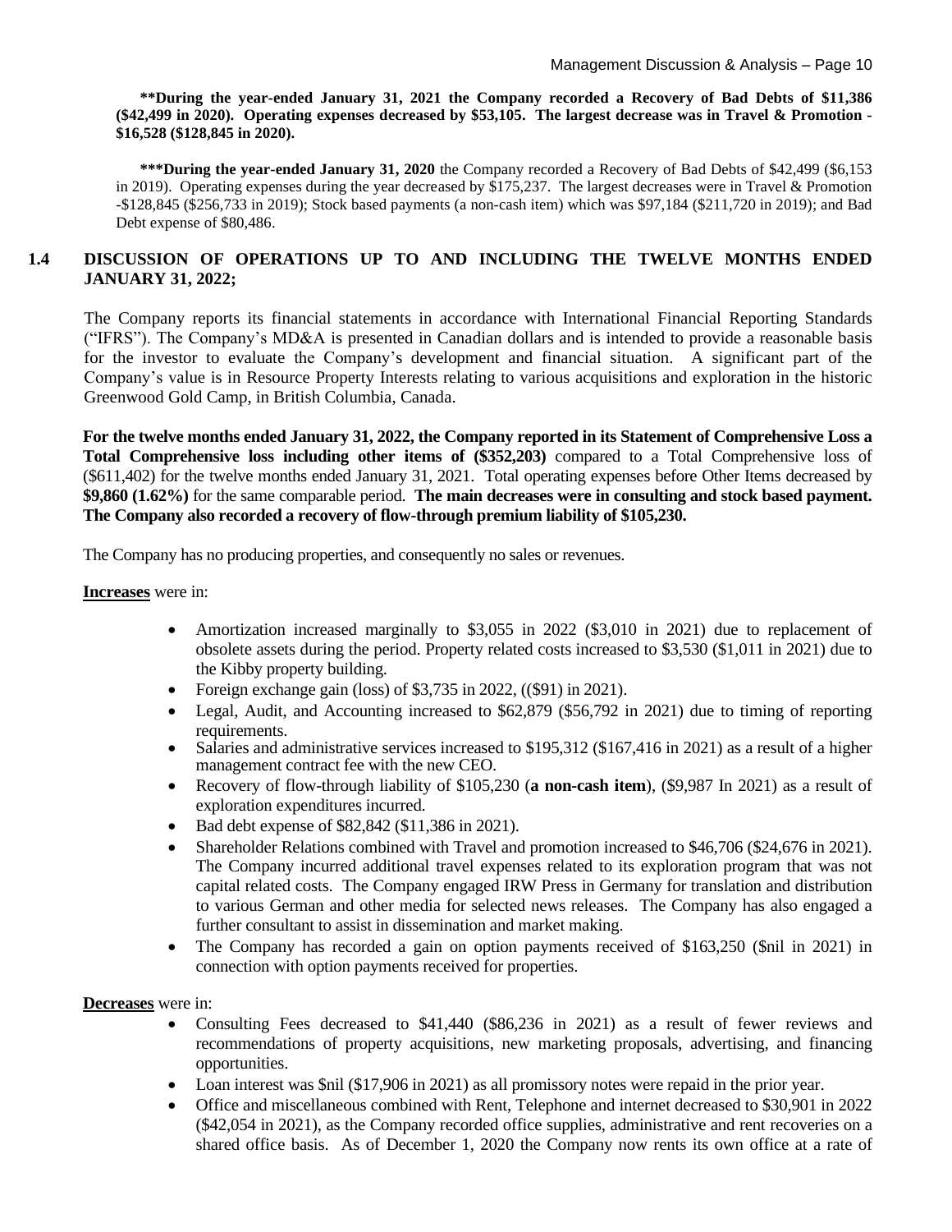**\*\*During the year-ended January 31, 2021 the Company recorded a Recovery of Bad Debts of $11,386 ($42,499 in 2020). Operating expenses decreased by $53,105. The largest decrease was in Travel & Promotion -$16,528 ($128,845 in 2020).**

**\*\*\*During the year-ended January 31, 2020** the Company recorded a Recovery of Bad Debts of $42,499 ($6,153 in 2019). Operating expenses during the year decreased by $175,237. The largest decreases were in Travel & Promotion -$128,845 ($256,733 in 2019); Stock based payments (a non-cash item) which was $97,184 ($211,720 in 2019); and Bad Debt expense of $80,486.

## 1.4 DISCUSSION OF OPERATIONS UP TO AND INCLUDING THE TWELVE MONTHS ENDED JANUARY 31, 2022;

The Company reports its financial statements in accordance with International Financial Reporting Standards ("IFRS"). The Company's MD&A is presented in Canadian dollars and is intended to provide a reasonable basis for the investor to evaluate the Company's development and financial situation. A significant part of the Company's value is in Resource Property Interests relating to various acquisitions and exploration in the historic Greenwood Gold Camp, in British Columbia, Canada.

**For the twelve months ended January 31, 2022, the Company reported in its Statement of Comprehensive Loss a Total Comprehensive loss including other items of ($352,203)** compared to a Total Comprehensive loss of ($611,402) for the twelve months ended January 31, 2021. Total operating expenses before Other Items decreased by **$9,860 (1.62%)** for the same comparable period. **The main decreases were in consulting and stock based payment. The Company also recorded a recovery of flow-through premium liability of $105,230.**

The Company has no producing properties, and consequently no sales or revenues.

**Increases** were in:

- Amortization increased marginally to $3,055 in 2022 ($3,010 in 2021) due to replacement of obsolete assets during the period. Property related costs increased to $3,530 ($1,011 in 2021) due to the Kibby property building.
- Foreign exchange gain (loss) of $3,735 in 2022, (($91) in 2021).
- Legal, Audit, and Accounting increased to $62,879 ($56,792 in 2021) due to timing of reporting requirements.
- Salaries and administrative services increased to $195,312 ($167,416 in 2021) as a result of a higher management contract fee with the new CEO.
- Recovery of flow-through liability of $105,230 (**a non-cash item**), ($9,987 In 2021) as a result of exploration expenditures incurred.
- Bad debt expense of $82,842 ($11,386 in 2021).
- Shareholder Relations combined with Travel and promotion increased to $46,706 ($24,676 in 2021). The Company incurred additional travel expenses related to its exploration program that was not capital related costs. The Company engaged IRW Press in Germany for translation and distribution to various German and other media for selected news releases. The Company has also engaged a further consultant to assist in dissemination and market making.
- The Company has recorded a gain on option payments received of $163,250 ($nil in 2021) in connection with option payments received for properties.

**Decreases** were in:

- Consulting Fees decreased to $41,440 ($86,236 in 2021) as a result of fewer reviews and recommendations of property acquisitions, new marketing proposals, advertising, and financing opportunities.
- Loan interest was $nil ($17,906 in 2021) as all promissory notes were repaid in the prior year.
- Office and miscellaneous combined with Rent, Telephone and internet decreased to $30,901 in 2022 ($42,054 in 2021), as the Company recorded office supplies, administrative and rent recoveries on a shared office basis. As of December 1, 2020 the Company now rents its own office at a rate of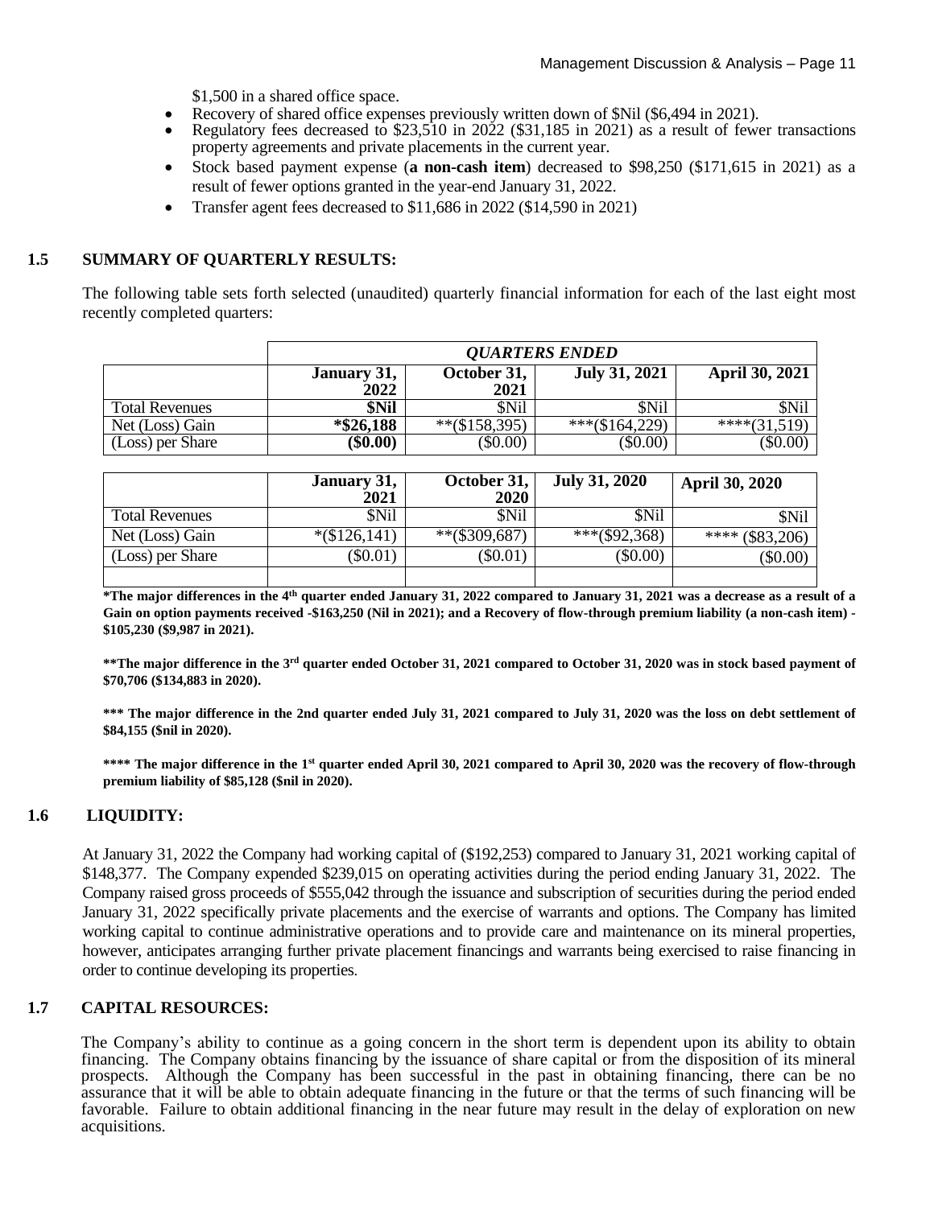$1,500 in a shared office space.

- Recovery of shared office expenses previously written down of $Nil ($6,494 in 2021).
- Regulatory fees decreased to $23,510 in 2022 ($31,185 in 2021) as a result of fewer transactions property agreements and private placements in the current year.
- Stock based payment expense (**a non-cash item**) decreased to $98,250 ($171,615 in 2021) as a result of fewer options granted in the year-end January 31, 2022.
- Transfer agent fees decreased to $11,686 in 2022 ($14,590 in 2021)

## 1.5 SUMMARY OF QUARTERLY RESULTS:

The following table sets forth selected (unaudited) quarterly financial information for each of the last eight most recently completed quarters:

| | ***QUARTERS ENDED*** | | | |
|---|---|---|---|---|
| | **January 31, 2022** | **October 31, 2021** | **July 31, 2021** | **April 30, 2021** |
| Total Revenues | **$Nil** | $Nil | $Nil | $Nil |
| Net (Loss) Gain | ***$26,188** | **($158,395) | ***($164,229) | ****(31,519) |
| (Loss) per Share | **($0.00)** | ($0.00) | ($0.00) | ($0.00) |

| | **January 31, 2021** | **October 31, 2020** | **July 31, 2020** | **April 30, 2020** |
|---|---|---|---|---|
| Total Revenues | $Nil | $Nil | $Nil | $Nil |
| Net (Loss) Gain | *($126,141) | **($309,687) | ***($92,368) | **** ($83,206) |
| (Loss) per Share | ($0.01) | ($0.01) | ($0.00) | ($0.00) |
| | | | | |

***The major differences in the 4th quarter ended January 31, 2022 compared to January 31, 2021 was a decrease as a result of a Gain on option payments received -$163,250 (Nil in 2021); and a Recovery of flow-through premium liability (a non-cash item) - $105,230 ($9,987 in 2021).**

****The major difference in the 3rd quarter ended October 31, 2021 compared to October 31, 2020 was in stock based payment of $70,706 ($134,883 in 2020).**

***** The major difference in the 2nd quarter ended July 31, 2021 compared to July 31, 2020 was the loss on debt settlement of $84,155 ($nil in 2020).**

****** The major difference in the 1st quarter ended April 30, 2021 compared to April 30, 2020 was the recovery of flow-through premium liability of $85,128 ($nil in 2020).**

## 1.6 LIQUIDITY:

At January 31, 2022 the Company had working capital of ($192,253) compared to January 31, 2021 working capital of $148,377. The Company expended $239,015 on operating activities during the period ending January 31, 2022. The Company raised gross proceeds of $555,042 through the issuance and subscription of securities during the period ended January 31, 2022 specifically private placements and the exercise of warrants and options. The Company has limited working capital to continue administrative operations and to provide care and maintenance on its mineral properties, however, anticipates arranging further private placement financings and warrants being exercised to raise financing in order to continue developing its properties.

## 1.7 CAPITAL RESOURCES:

The Company's ability to continue as a going concern in the short term is dependent upon its ability to obtain financing. The Company obtains financing by the issuance of share capital or from the disposition of its mineral prospects. Although the Company has been successful in the past in obtaining financing, there can be no assurance that it will be able to obtain adequate financing in the future or that the terms of such financing will be favorable. Failure to obtain additional financing in the near future may result in the delay of exploration on new acquisitions.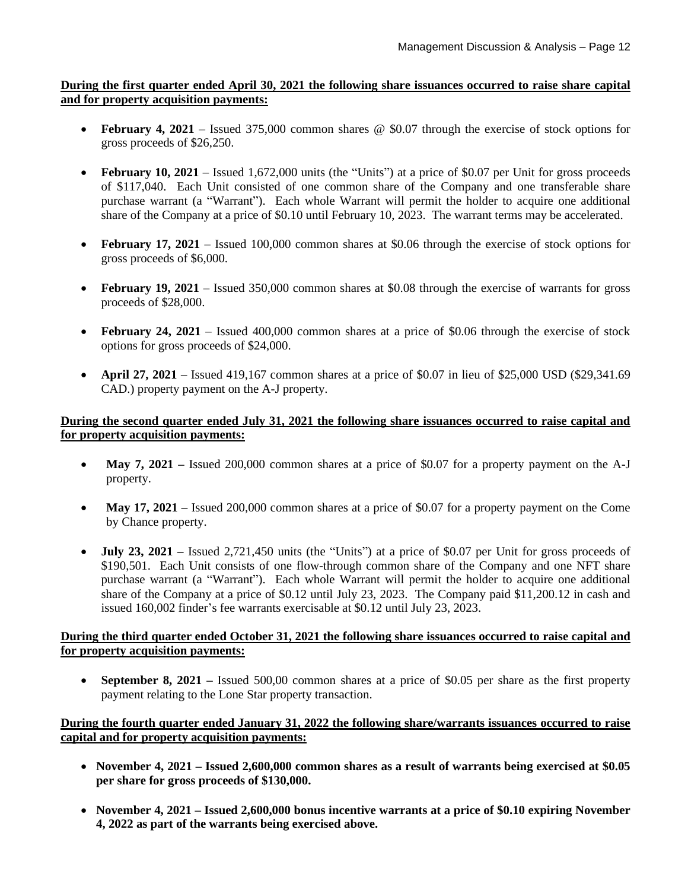**During the first quarter ended April 30, 2021 the following share issuances occurred to raise share capital and for property acquisition payments:**

- **February 4, 2021** – Issued 375,000 common shares @ $0.07 through the exercise of stock options for gross proceeds of $26,250.
- **February 10, 2021** – Issued 1,672,000 units (the "Units") at a price of $0.07 per Unit for gross proceeds of $117,040. Each Unit consisted of one common share of the Company and one transferable share purchase warrant (a "Warrant"). Each whole Warrant will permit the holder to acquire one additional share of the Company at a price of $0.10 until February 10, 2023. The warrant terms may be accelerated.
- **February 17, 2021** – Issued 100,000 common shares at $0.06 through the exercise of stock options for gross proceeds of $6,000.
- **February 19, 2021** – Issued 350,000 common shares at $0.08 through the exercise of warrants for gross proceeds of $28,000.
- **February 24, 2021** – Issued 400,000 common shares at a price of $0.06 through the exercise of stock options for gross proceeds of $24,000.
- **April 27, 2021 –** Issued 419,167 common shares at a price of $0.07 in lieu of $25,000 USD ($29,341.69 CAD.) property payment on the A-J property.

**During the second quarter ended July 31, 2021 the following share issuances occurred to raise capital and for property acquisition payments:**

- **May 7, 2021 –** Issued 200,000 common shares at a price of $0.07 for a property payment on the A-J property.
- **May 17, 2021 –** Issued 200,000 common shares at a price of $0.07 for a property payment on the Come by Chance property.
- **July 23, 2021 –** Issued 2,721,450 units (the "Units") at a price of $0.07 per Unit for gross proceeds of $190,501. Each Unit consists of one flow-through common share of the Company and one NFT share purchase warrant (a "Warrant"). Each whole Warrant will permit the holder to acquire one additional share of the Company at a price of $0.12 until July 23, 2023. The Company paid $11,200.12 in cash and issued 160,002 finder's fee warrants exercisable at $0.12 until July 23, 2023.

**During the third quarter ended October 31, 2021 the following share issuances occurred to raise capital and for property acquisition payments:**

- **September 8, 2021 –** Issued 500,00 common shares at a price of $0.05 per share as the first property payment relating to the Lone Star property transaction.

**During the fourth quarter ended January 31, 2022 the following share/warrants issuances occurred to raise capital and for property acquisition payments:**

- **November 4, 2021 – Issued 2,600,000 common shares as a result of warrants being exercised at $0.05 per share for gross proceeds of $130,000.**
- **November 4, 2021 – Issued 2,600,000 bonus incentive warrants at a price of $0.10 expiring November 4, 2022 as part of the warrants being exercised above.**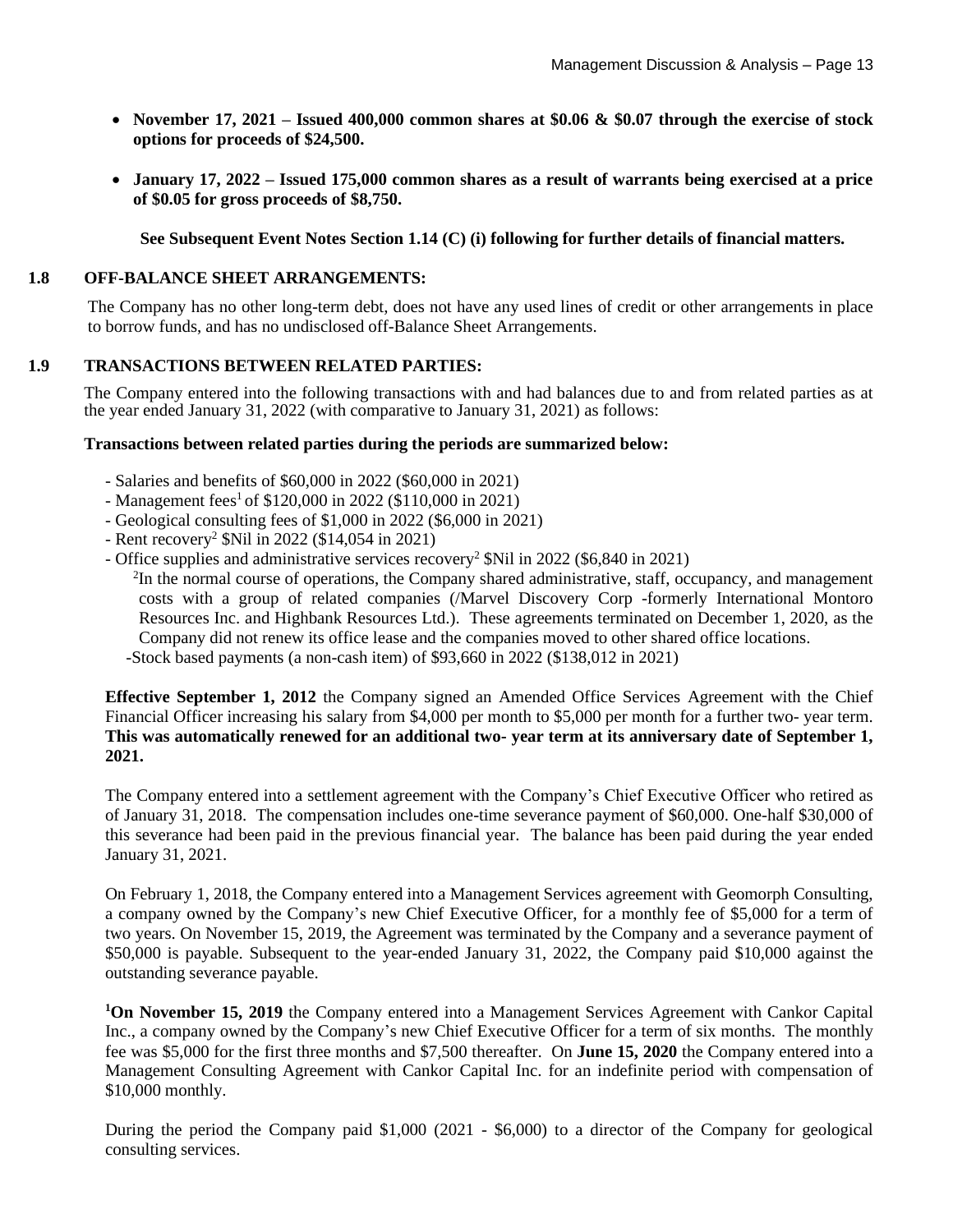- **November 17, 2021 – Issued 400,000 common shares at $0.06 & $0.07 through the exercise of stock options for proceeds of $24,500.**

- **January 17, 2022 – Issued 175,000 common shares as a result of warrants being exercised at a price of $0.05 for gross proceeds of $8,750.**

**See Subsequent Event Notes Section 1.14 (C) (i) following for further details of financial matters.**

## 1.8 OFF-BALANCE SHEET ARRANGEMENTS:

The Company has no other long-term debt, does not have any used lines of credit or other arrangements in place to borrow funds, and has no undisclosed off-Balance Sheet Arrangements.

## 1.9 TRANSACTIONS BETWEEN RELATED PARTIES:

The Company entered into the following transactions with and had balances due to and from related parties as at the year ended January 31, 2022 (with comparative to January 31, 2021) as follows:

**Transactions between related parties during the periods are summarized below:**

- Salaries and benefits of $60,000 in 2022 ($60,000 in 2021)
- Management fees[1] of $120,000 in 2022 ($110,000 in 2021)
- Geological consulting fees of $1,000 in 2022 ($6,000 in 2021)
- Rent recovery[2] $Nil in 2022 ($14,054 in 2021)
- Office supplies and administrative services recovery[2] $Nil in 2022 ($6,840 in 2021)

  [2]In the normal course of operations, the Company shared administrative, staff, occupancy, and management costs with a group of related companies (/Marvel Discovery Corp -formerly International Montoro Resources Inc. and Highbank Resources Ltd.). These agreements terminated on December 1, 2020, as the Company did not renew its office lease and the companies moved to other shared office locations.

- Stock based payments (a non-cash item) of $93,660 in 2022 ($138,012 in 2021)

**Effective September 1, 2012** the Company signed an Amended Office Services Agreement with the Chief Financial Officer increasing his salary from $4,000 per month to $5,000 per month for a further two- year term. **This was automatically renewed for an additional two- year term at its anniversary date of September 1, 2021.**

The Company entered into a settlement agreement with the Company's Chief Executive Officer who retired as of January 31, 2018. The compensation includes one-time severance payment of $60,000. One-half $30,000 of this severance had been paid in the previous financial year. The balance has been paid during the year ended January 31, 2021.

On February 1, 2018, the Company entered into a Management Services agreement with Geomorph Consulting, a company owned by the Company's new Chief Executive Officer, for a monthly fee of $5,000 for a term of two years. On November 15, 2019, the Agreement was terminated by the Company and a severance payment of $50,000 is payable. Subsequent to the year-ended January 31, 2022, the Company paid $10,000 against the outstanding severance payable.

**[1]On November 15, 2019** the Company entered into a Management Services Agreement with Cankor Capital Inc., a company owned by the Company's new Chief Executive Officer for a term of six months. The monthly fee was $5,000 for the first three months and $7,500 thereafter. On **June 15, 2020** the Company entered into a Management Consulting Agreement with Cankor Capital Inc. for an indefinite period with compensation of $10,000 monthly.

During the period the Company paid $1,000 (2021 - $6,000) to a director of the Company for geological consulting services.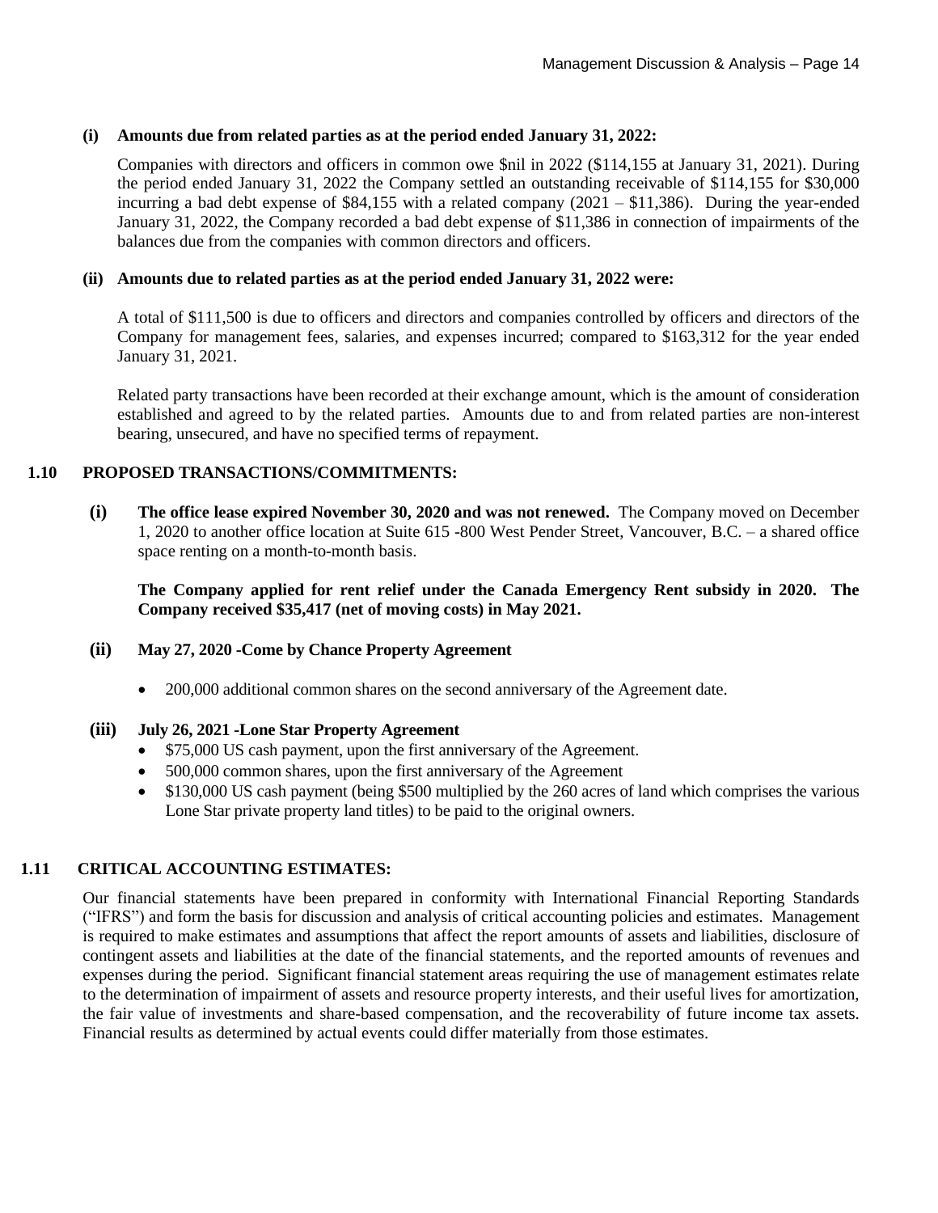**(i) Amounts due from related parties as at the period ended January 31, 2022:**

Companies with directors and officers in common owe $nil in 2022 ($114,155 at January 31, 2021). During the period ended January 31, 2022 the Company settled an outstanding receivable of $114,155 for $30,000 incurring a bad debt expense of $84,155 with a related company (2021 – $11,386). During the year-ended January 31, 2022, the Company recorded a bad debt expense of $11,386 in connection of impairments of the balances due from the companies with common directors and officers.

**(ii) Amounts due to related parties as at the period ended January 31, 2022 were:**

A total of $111,500 is due to officers and directors and companies controlled by officers and directors of the Company for management fees, salaries, and expenses incurred; compared to $163,312 for the year ended January 31, 2021.

Related party transactions have been recorded at their exchange amount, which is the amount of consideration established and agreed to by the related parties. Amounts due to and from related parties are non-interest bearing, unsecured, and have no specified terms of repayment.

## 1.10 PROPOSED TRANSACTIONS/COMMITMENTS:

**(i) The office lease expired November 30, 2020 and was not renewed.** The Company moved on December 1, 2020 to another office location at Suite 615 -800 West Pender Street, Vancouver, B.C. – a shared office space renting on a month-to-month basis.

**The Company applied for rent relief under the Canada Emergency Rent subsidy in 2020. The Company received $35,417 (net of moving costs) in May 2021.**

**(ii) May 27, 2020 -Come by Chance Property Agreement**

- 200,000 additional common shares on the second anniversary of the Agreement date.

**(iii) July 26, 2021 -Lone Star Property Agreement**

- $75,000 US cash payment, upon the first anniversary of the Agreement.
- 500,000 common shares, upon the first anniversary of the Agreement
- $130,000 US cash payment (being $500 multiplied by the 260 acres of land which comprises the various Lone Star private property land titles) to be paid to the original owners.

## 1.11 CRITICAL ACCOUNTING ESTIMATES:

Our financial statements have been prepared in conformity with International Financial Reporting Standards ("IFRS") and form the basis for discussion and analysis of critical accounting policies and estimates. Management is required to make estimates and assumptions that affect the report amounts of assets and liabilities, disclosure of contingent assets and liabilities at the date of the financial statements, and the reported amounts of revenues and expenses during the period. Significant financial statement areas requiring the use of management estimates relate to the determination of impairment of assets and resource property interests, and their useful lives for amortization, the fair value of investments and share-based compensation, and the recoverability of future income tax assets. Financial results as determined by actual events could differ materially from those estimates.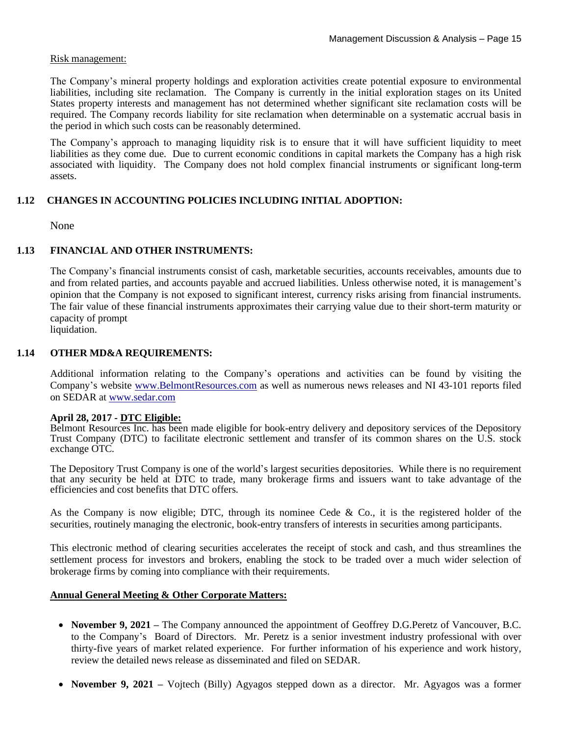Risk management:

The Company's mineral property holdings and exploration activities create potential exposure to environmental liabilities, including site reclamation. The Company is currently in the initial exploration stages on its United States property interests and management has not determined whether significant site reclamation costs will be required. The Company records liability for site reclamation when determinable on a systematic accrual basis in the period in which such costs can be reasonably determined.

The Company's approach to managing liquidity risk is to ensure that it will have sufficient liquidity to meet liabilities as they come due. Due to current economic conditions in capital markets the Company has a high risk associated with liquidity. The Company does not hold complex financial instruments or significant long-term assets.

## 1.12 CHANGES IN ACCOUNTING POLICIES INCLUDING INITIAL ADOPTION:

None

## 1.13 FINANCIAL AND OTHER INSTRUMENTS:

The Company's financial instruments consist of cash, marketable securities, accounts receivables, amounts due to and from related parties, and accounts payable and accrued liabilities. Unless otherwise noted, it is management's opinion that the Company is not exposed to significant interest, currency risks arising from financial instruments. The fair value of these financial instruments approximates their carrying value due to their short-term maturity or capacity of prompt liquidation.

## 1.14 OTHER MD&A REQUIREMENTS:

Additional information relating to the Company's operations and activities can be found by visiting the Company's website www.BelmontResources.com as well as numerous news releases and NI 43-101 reports filed on SEDAR at www.sedar.com

**April 28, 2017 - DTC Eligible:**
Belmont Resources Inc. has been made eligible for book-entry delivery and depository services of the Depository Trust Company (DTC) to facilitate electronic settlement and transfer of its common shares on the U.S. stock exchange OTC.

The Depository Trust Company is one of the world's largest securities depositories. While there is no requirement that any security be held at DTC to trade, many brokerage firms and issuers want to take advantage of the efficiencies and cost benefits that DTC offers.

As the Company is now eligible; DTC, through its nominee Cede & Co., it is the registered holder of the securities, routinely managing the electronic, book-entry transfers of interests in securities among participants.

This electronic method of clearing securities accelerates the receipt of stock and cash, and thus streamlines the settlement process for investors and brokers, enabling the stock to be traded over a much wider selection of brokerage firms by coming into compliance with their requirements.

**Annual General Meeting & Other Corporate Matters:**

- **November 9, 2021 –** The Company announced the appointment of Geoffrey D.G.Peretz of Vancouver, B.C. to the Company's Board of Directors. Mr. Peretz is a senior investment industry professional with over thirty-five years of market related experience. For further information of his experience and work history, review the detailed news release as disseminated and filed on SEDAR.
- **November 9, 2021 –** Vojtech (Billy) Agyagos stepped down as a director. Mr. Agyagos was a former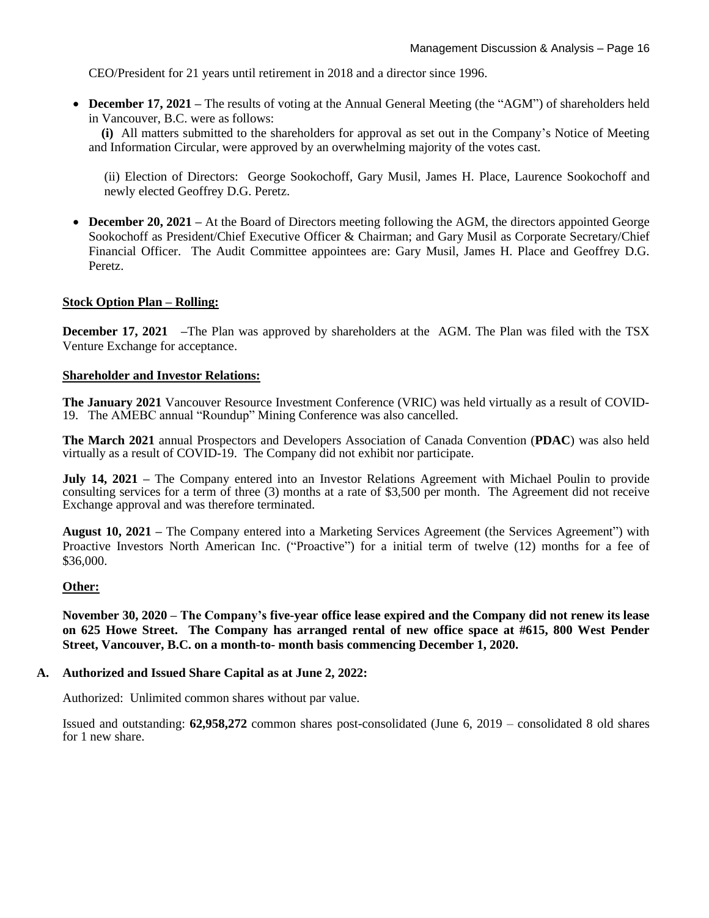CEO/President for 21 years until retirement in 2018 and a director since 1996.

- **December 17, 2021 –** The results of voting at the Annual General Meeting (the "AGM") of shareholders held in Vancouver, B.C. were as follows:

  **(i)** All matters submitted to the shareholders for approval as set out in the Company's Notice of Meeting and Information Circular, were approved by an overwhelming majority of the votes cast.

  (ii) Election of Directors: George Sookochoff, Gary Musil, James H. Place, Laurence Sookochoff and newly elected Geoffrey D.G. Peretz.

- **December 20, 2021 –** At the Board of Directors meeting following the AGM, the directors appointed George Sookochoff as President/Chief Executive Officer & Chairman; and Gary Musil as Corporate Secretary/Chief Financial Officer. The Audit Committee appointees are: Gary Musil, James H. Place and Geoffrey D.G. Peretz.

**Stock Option Plan – Rolling:**

**December 17, 2021** –The Plan was approved by shareholders at the AGM. The Plan was filed with the TSX Venture Exchange for acceptance.

**Shareholder and Investor Relations:**

**The January 2021** Vancouver Resource Investment Conference (VRIC) was held virtually as a result of COVID-19. The AMEBC annual "Roundup" Mining Conference was also cancelled.

**The March 2021** annual Prospectors and Developers Association of Canada Convention (**PDAC**) was also held virtually as a result of COVID-19. The Company did not exhibit nor participate.

**July 14, 2021 –** The Company entered into an Investor Relations Agreement with Michael Poulin to provide consulting services for a term of three (3) months at a rate of $3,500 per month. The Agreement did not receive Exchange approval and was therefore terminated.

**August 10, 2021 –** The Company entered into a Marketing Services Agreement (the Services Agreement") with Proactive Investors North American Inc. ("Proactive") for a initial term of twelve (12) months for a fee of $36,000.

**Other:**

**November 30, 2020 – The Company's five-year office lease expired and the Company did not renew its lease on 625 Howe Street. The Company has arranged rental of new office space at #615, 800 West Pender Street, Vancouver, B.C. on a month-to- month basis commencing December 1, 2020.**

**A. Authorized and Issued Share Capital as at June 2, 2022:**

Authorized: Unlimited common shares without par value.

Issued and outstanding: **62,958,272** common shares post-consolidated (June 6, 2019 – consolidated 8 old shares for 1 new share.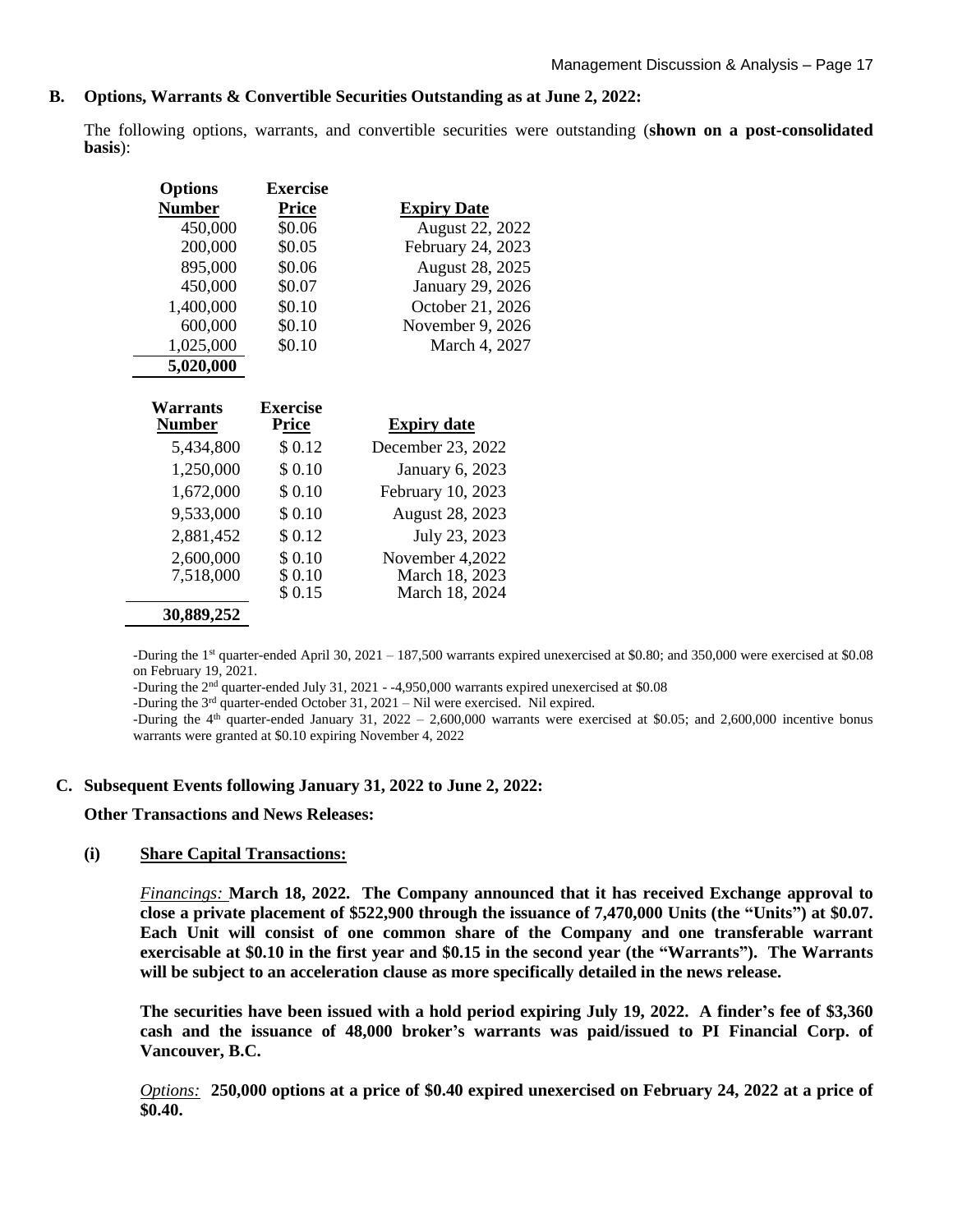**B. Options, Warrants & Convertible Securities Outstanding as at June 2, 2022:**

The following options, warrants, and convertible securities were outstanding (**shown on a post-consolidated basis**):

| Options Number | Exercise Price | Expiry Date |
|---|---|---|
| 450,000 | $0.06 | August 22, 2022 |
| 200,000 | $0.05 | February 24, 2023 |
| 895,000 | $0.06 | August 28, 2025 |
| 450,000 | $0.07 | January 29, 2026 |
| 1,400,000 | $0.10 | October 21, 2026 |
| 600,000 | $0.10 | November 9, 2026 |
| 1,025,000 | $0.10 | March 4, 2027 |
| **5,020,000** | | |

| Warrants Number | Exercise Price | Expiry date |
|---|---|---|
| 5,434,800 | $ 0.12 | December 23, 2022 |
| 1,250,000 | $ 0.10 | January 6, 2023 |
| 1,672,000 | $ 0.10 | February 10, 2023 |
| 9,533,000 | $ 0.10 | August 28, 2023 |
| 2,881,452 | $ 0.12 | July 23, 2023 |
| 2,600,000 | $ 0.10 | November 4,2022 |
| 7,518,000 | $ 0.10 | March 18, 2023 |
| | $ 0.15 | March 18, 2024 |
| **30,889,252** | | |

-During the 1st quarter-ended April 30, 2021 – 187,500 warrants expired unexercised at $0.80; and 350,000 were exercised at $0.08 on February 19, 2021.

-During the 2nd quarter-ended July 31, 2021 - -4,950,000 warrants expired unexercised at $0.08

-During the 3rd quarter-ended October 31, 2021 – Nil were exercised. Nil expired.

-During the 4th quarter-ended January 31, 2022 – 2,600,000 warrants were exercised at $0.05; and 2,600,000 incentive bonus warrants were granted at $0.10 expiring November 4, 2022

**C. Subsequent Events following January 31, 2022 to June 2, 2022:**

**Other Transactions and News Releases:**

**(i) Share Capital Transactions:**

*Financings:* **March 18, 2022. The Company announced that it has received Exchange approval to close a private placement of $522,900 through the issuance of 7,470,000 Units (the "Units") at $0.07. Each Unit will consist of one common share of the Company and one transferable warrant exercisable at $0.10 in the first year and $0.15 in the second year (the "Warrants"). The Warrants will be subject to an acceleration clause as more specifically detailed in the news release.**

**The securities have been issued with a hold period expiring July 19, 2022. A finder's fee of $3,360 cash and the issuance of 48,000 broker's warrants was paid/issued to PI Financial Corp. of Vancouver, B.C.**

*Options:* **250,000 options at a price of $0.40 expired unexercised on February 24, 2022 at a price of $0.40.**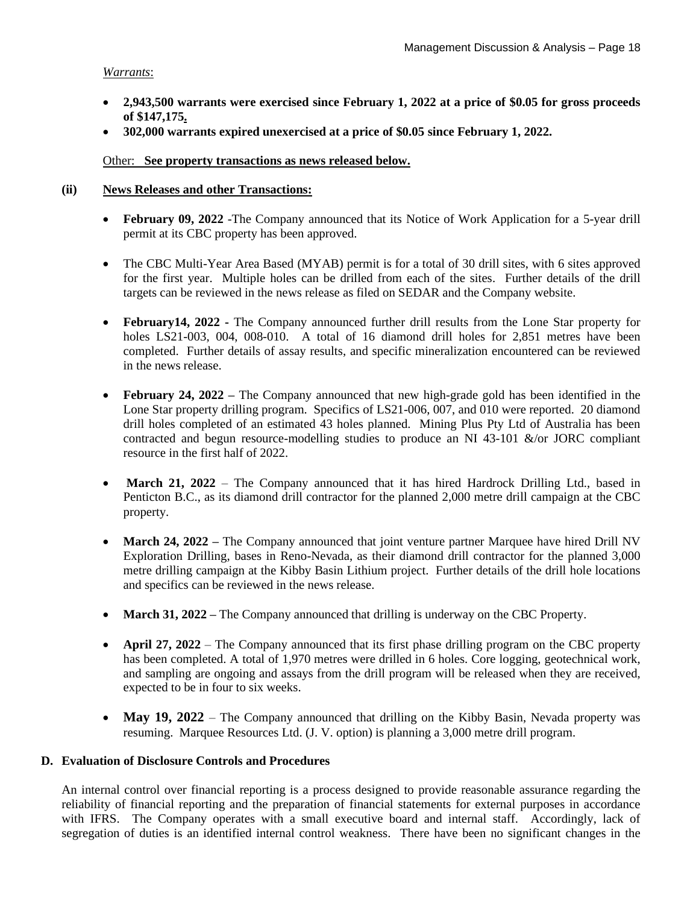*Warrants*:

- **2,943,500 warrants were exercised since February 1, 2022 at a price of $0.05 for gross proceeds of $147,175.**
- **302,000 warrants expired unexercised at a price of $0.05 since February 1, 2022.**

Other: **See property transactions as news released below.**

**(ii) News Releases and other Transactions:**

- **February 09, 2022** -The Company announced that its Notice of Work Application for a 5-year drill permit at its CBC property has been approved.
- The CBC Multi-Year Area Based (MYAB) permit is for a total of 30 drill sites, with 6 sites approved for the first year. Multiple holes can be drilled from each of the sites. Further details of the drill targets can be reviewed in the news release as filed on SEDAR and the Company website.
- **February14, 2022** - The Company announced further drill results from the Lone Star property for holes LS21-003, 004, 008-010. A total of 16 diamond drill holes for 2,851 metres have been completed. Further details of assay results, and specific mineralization encountered can be reviewed in the news release.
- **February 24, 2022 –** The Company announced that new high-grade gold has been identified in the Lone Star property drilling program. Specifics of LS21-006, 007, and 010 were reported. 20 diamond drill holes completed of an estimated 43 holes planned. Mining Plus Pty Ltd of Australia has been contracted and begun resource-modelling studies to produce an NI 43-101 &/or JORC compliant resource in the first half of 2022.
- **March 21, 2022** – The Company announced that it has hired Hardrock Drilling Ltd., based in Penticton B.C., as its diamond drill contractor for the planned 2,000 metre drill campaign at the CBC property.
- **March 24, 2022 –** The Company announced that joint venture partner Marquee have hired Drill NV Exploration Drilling, bases in Reno-Nevada, as their diamond drill contractor for the planned 3,000 metre drilling campaign at the Kibby Basin Lithium project. Further details of the drill hole locations and specifics can be reviewed in the news release.
- **March 31, 2022 –** The Company announced that drilling is underway on the CBC Property.
- **April 27, 2022** – The Company announced that its first phase drilling program on the CBC property has been completed. A total of 1,970 metres were drilled in 6 holes. Core logging, geotechnical work, and sampling are ongoing and assays from the drill program will be released when they are received, expected to be in four to six weeks.
- **May 19, 2022** – The Company announced that drilling on the Kibby Basin, Nevada property was resuming. Marquee Resources Ltd. (J. V. option) is planning a 3,000 metre drill program.

## D. Evaluation of Disclosure Controls and Procedures

An internal control over financial reporting is a process designed to provide reasonable assurance regarding the reliability of financial reporting and the preparation of financial statements for external purposes in accordance with IFRS. The Company operates with a small executive board and internal staff. Accordingly, lack of segregation of duties is an identified internal control weakness. There have been no significant changes in the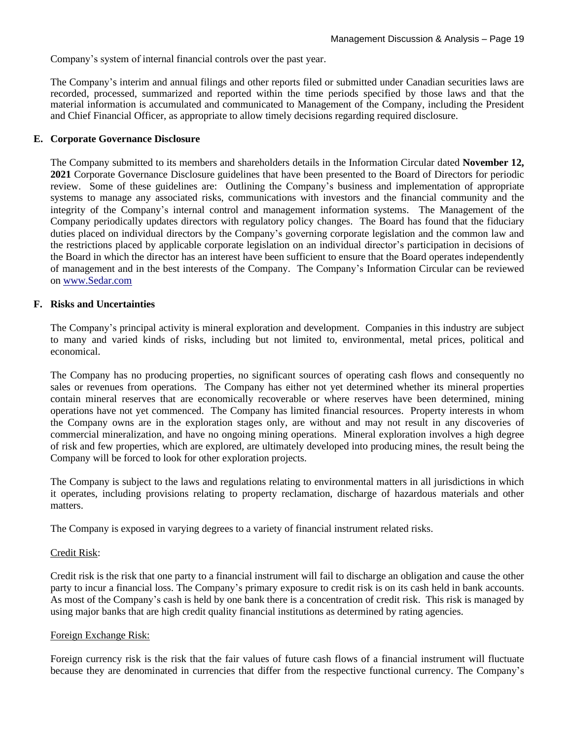Company's system of internal financial controls over the past year.

The Company's interim and annual filings and other reports filed or submitted under Canadian securities laws are recorded, processed, summarized and reported within the time periods specified by those laws and that the material information is accumulated and communicated to Management of the Company, including the President and Chief Financial Officer, as appropriate to allow timely decisions regarding required disclosure.

## E. Corporate Governance Disclosure

The Company submitted to its members and shareholders details in the Information Circular dated **November 12, 2021** Corporate Governance Disclosure guidelines that have been presented to the Board of Directors for periodic review. Some of these guidelines are: Outlining the Company's business and implementation of appropriate systems to manage any associated risks, communications with investors and the financial community and the integrity of the Company's internal control and management information systems. The Management of the Company periodically updates directors with regulatory policy changes. The Board has found that the fiduciary duties placed on individual directors by the Company's governing corporate legislation and the common law and the restrictions placed by applicable corporate legislation on an individual director's participation in decisions of the Board in which the director has an interest have been sufficient to ensure that the Board operates independently of management and in the best interests of the Company. The Company's Information Circular can be reviewed on www.Sedar.com

## F. Risks and Uncertainties

The Company's principal activity is mineral exploration and development. Companies in this industry are subject to many and varied kinds of risks, including but not limited to, environmental, metal prices, political and economical.

The Company has no producing properties, no significant sources of operating cash flows and consequently no sales or revenues from operations. The Company has either not yet determined whether its mineral properties contain mineral reserves that are economically recoverable or where reserves have been determined, mining operations have not yet commenced. The Company has limited financial resources. Property interests in whom the Company owns are in the exploration stages only, are without and may not result in any discoveries of commercial mineralization, and have no ongoing mining operations. Mineral exploration involves a high degree of risk and few properties, which are explored, are ultimately developed into producing mines, the result being the Company will be forced to look for other exploration projects.

The Company is subject to the laws and regulations relating to environmental matters in all jurisdictions in which it operates, including provisions relating to property reclamation, discharge of hazardous materials and other matters.

The Company is exposed in varying degrees to a variety of financial instrument related risks.

Credit Risk:

Credit risk is the risk that one party to a financial instrument will fail to discharge an obligation and cause the other party to incur a financial loss. The Company's primary exposure to credit risk is on its cash held in bank accounts. As most of the Company's cash is held by one bank there is a concentration of credit risk. This risk is managed by using major banks that are high credit quality financial institutions as determined by rating agencies.

Foreign Exchange Risk:

Foreign currency risk is the risk that the fair values of future cash flows of a financial instrument will fluctuate because they are denominated in currencies that differ from the respective functional currency. The Company's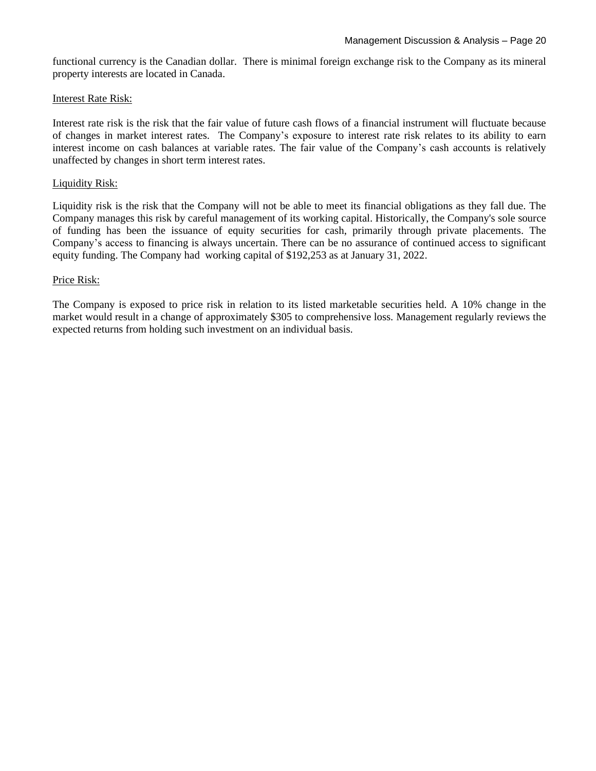functional currency is the Canadian dollar. There is minimal foreign exchange risk to the Company as its mineral property interests are located in Canada.

<u>Interest Rate Risk:</u>

Interest rate risk is the risk that the fair value of future cash flows of a financial instrument will fluctuate because of changes in market interest rates. The Company's exposure to interest rate risk relates to its ability to earn interest income on cash balances at variable rates. The fair value of the Company's cash accounts is relatively unaffected by changes in short term interest rates.

<u>Liquidity Risk:</u>

Liquidity risk is the risk that the Company will not be able to meet its financial obligations as they fall due. The Company manages this risk by careful management of its working capital. Historically, the Company's sole source of funding has been the issuance of equity securities for cash, primarily through private placements. The Company's access to financing is always uncertain. There can be no assurance of continued access to significant equity funding. The Company had working capital of $192,253 as at January 31, 2022.

<u>Price Risk:</u>

The Company is exposed to price risk in relation to its listed marketable securities held. A 10% change in the market would result in a change of approximately $305 to comprehensive loss. Management regularly reviews the expected returns from holding such investment on an individual basis.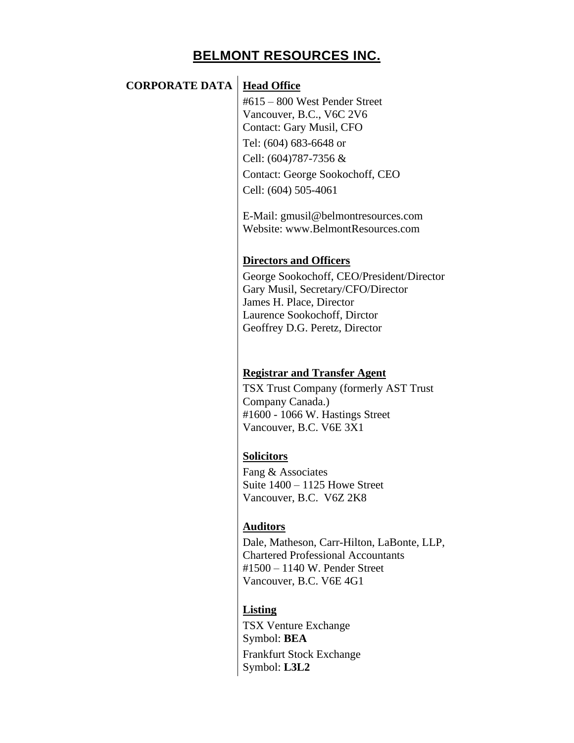# BELMONT RESOURCES INC.

**CORPORATE DATA**

**Head Office**

#615 – 800 West Pender Street
Vancouver, B.C., V6C 2V6
Contact: Gary Musil, CFO
Tel: (604) 683-6648 or
Cell: (604)787-7356 &
Contact: George Sookochoff, CEO
Cell: (604) 505-4061

E-Mail: gmusil@belmontresources.com
Website: www.BelmontResources.com

**Directors and Officers**

George Sookochoff, CEO/President/Director
Gary Musil, Secretary/CFO/Director
James H. Place, Director
Laurence Sookochoff, Dirctor
Geoffrey D.G. Peretz, Director

**Registrar and Transfer Agent**

TSX Trust Company (formerly AST Trust Company Canada.)
#1600 - 1066 W. Hastings Street
Vancouver, B.C. V6E 3X1

**Solicitors**

Fang & Associates
Suite 1400 – 1125 Howe Street
Vancouver, B.C. V6Z 2K8

**Auditors**

Dale, Matheson, Carr-Hilton, LaBonte, LLP,
Chartered Professional Accountants
#1500 – 1140 W. Pender Street
Vancouver, B.C. V6E 4G1

**Listing**

TSX Venture Exchange
Symbol: **BEA**
Frankfurt Stock Exchange
Symbol: **L3L2**